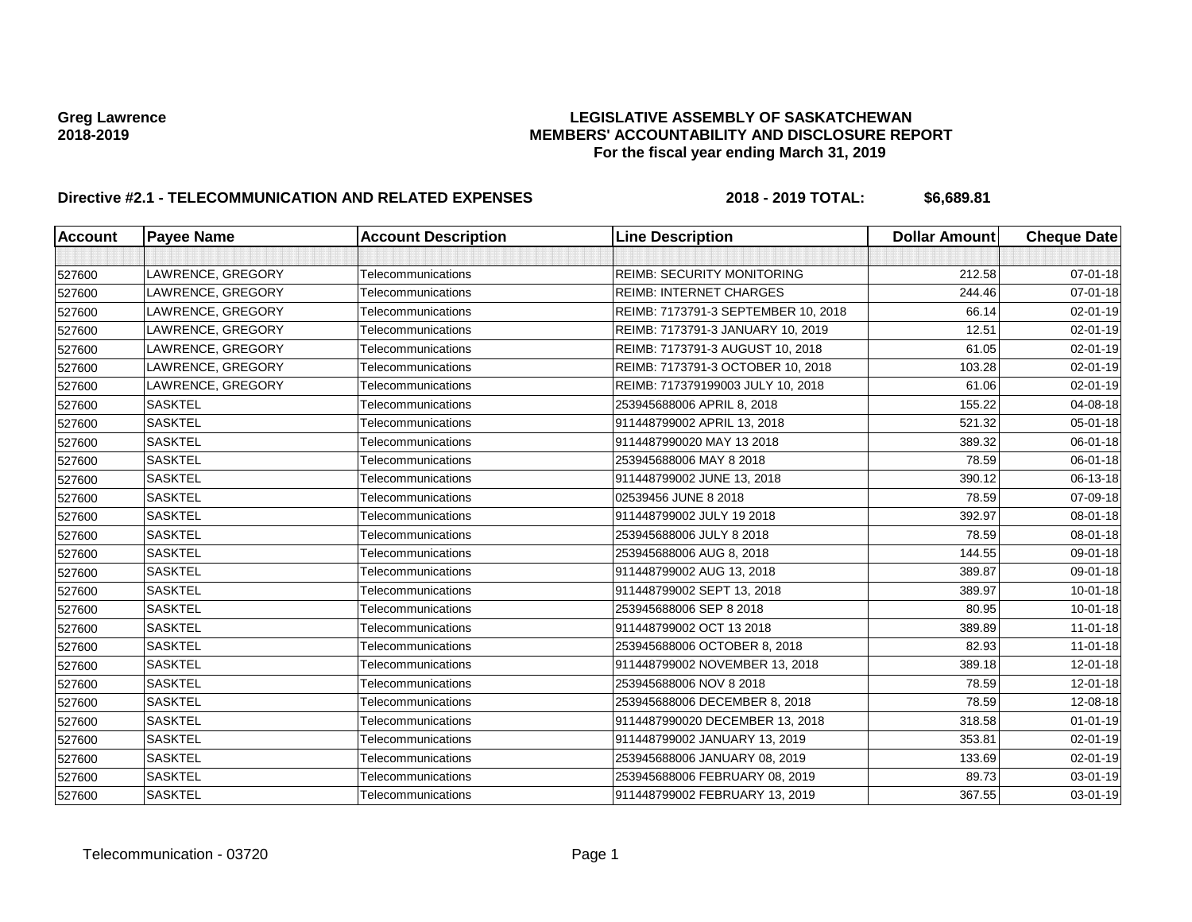**Greg Lawrence**
**2018-2019**

# LEGISLATIVE ASSEMBLY OF SASKATCHEWAN
## MEMBERS' ACCOUNTABILITY AND DISCLOSURE REPORT
### For the fiscal year ending March 31, 2019

**Directive #2.1 - TELECOMMUNICATION AND RELATED EXPENSES** **2018 - 2019 TOTAL: $6,689.81**

| Account | Payee Name | Account Description | Line Description | Dollar Amount | Cheque Date |
|---|---|---|---|---|---|
| | | | | | |
| 527600 | LAWRENCE, GREGORY | Telecommunications | REIMB: SECURITY MONITORING | 212.58 | 07-01-18 |
| 527600 | LAWRENCE, GREGORY | Telecommunications | REIMB: INTERNET CHARGES | 244.46 | 07-01-18 |
| 527600 | LAWRENCE, GREGORY | Telecommunications | REIMB: 7173791-3 SEPTEMBER 10, 2018 | 66.14 | 02-01-19 |
| 527600 | LAWRENCE, GREGORY | Telecommunications | REIMB: 7173791-3 JANUARY 10, 2019 | 12.51 | 02-01-19 |
| 527600 | LAWRENCE, GREGORY | Telecommunications | REIMB: 7173791-3 AUGUST 10, 2018 | 61.05 | 02-01-19 |
| 527600 | LAWRENCE, GREGORY | Telecommunications | REIMB: 7173791-3 OCTOBER 10, 2018 | 103.28 | 02-01-19 |
| 527600 | LAWRENCE, GREGORY | Telecommunications | REIMB: 717379199003 JULY 10, 2018 | 61.06 | 02-01-19 |
| 527600 | SASKTEL | Telecommunications | 253945688006 APRIL 8, 2018 | 155.22 | 04-08-18 |
| 527600 | SASKTEL | Telecommunications | 911448799002 APRIL 13, 2018 | 521.32 | 05-01-18 |
| 527600 | SASKTEL | Telecommunications | 9114487990020 MAY 13 2018 | 389.32 | 06-01-18 |
| 527600 | SASKTEL | Telecommunications | 253945688006 MAY 8 2018 | 78.59 | 06-01-18 |
| 527600 | SASKTEL | Telecommunications | 911448799002 JUNE 13, 2018 | 390.12 | 06-13-18 |
| 527600 | SASKTEL | Telecommunications | 02539456 JUNE 8 2018 | 78.59 | 07-09-18 |
| 527600 | SASKTEL | Telecommunications | 911448799002 JULY 19 2018 | 392.97 | 08-01-18 |
| 527600 | SASKTEL | Telecommunications | 253945688006 JULY 8 2018 | 78.59 | 08-01-18 |
| 527600 | SASKTEL | Telecommunications | 253945688006 AUG 8, 2018 | 144.55 | 09-01-18 |
| 527600 | SASKTEL | Telecommunications | 911448799002 AUG 13, 2018 | 389.87 | 09-01-18 |
| 527600 | SASKTEL | Telecommunications | 911448799002 SEPT 13, 2018 | 389.97 | 10-01-18 |
| 527600 | SASKTEL | Telecommunications | 253945688006 SEP 8 2018 | 80.95 | 10-01-18 |
| 527600 | SASKTEL | Telecommunications | 911448799002 OCT 13 2018 | 389.89 | 11-01-18 |
| 527600 | SASKTEL | Telecommunications | 253945688006 OCTOBER 8, 2018 | 82.93 | 11-01-18 |
| 527600 | SASKTEL | Telecommunications | 911448799002 NOVEMBER 13, 2018 | 389.18 | 12-01-18 |
| 527600 | SASKTEL | Telecommunications | 253945688006 NOV 8 2018 | 78.59 | 12-01-18 |
| 527600 | SASKTEL | Telecommunications | 253945688006 DECEMBER 8, 2018 | 78.59 | 12-08-18 |
| 527600 | SASKTEL | Telecommunications | 9114487990020 DECEMBER 13, 2018 | 318.58 | 01-01-19 |
| 527600 | SASKTEL | Telecommunications | 911448799002 JANUARY 13, 2019 | 353.81 | 02-01-19 |
| 527600 | SASKTEL | Telecommunications | 253945688006 JANUARY 08, 2019 | 133.69 | 02-01-19 |
| 527600 | SASKTEL | Telecommunications | 253945688006 FEBRUARY 08, 2019 | 89.73 | 03-01-19 |
| 527600 | SASKTEL | Telecommunications | 911448799002 FEBRUARY 13, 2019 | 367.55 | 03-01-19 |

Telecommunication - 03720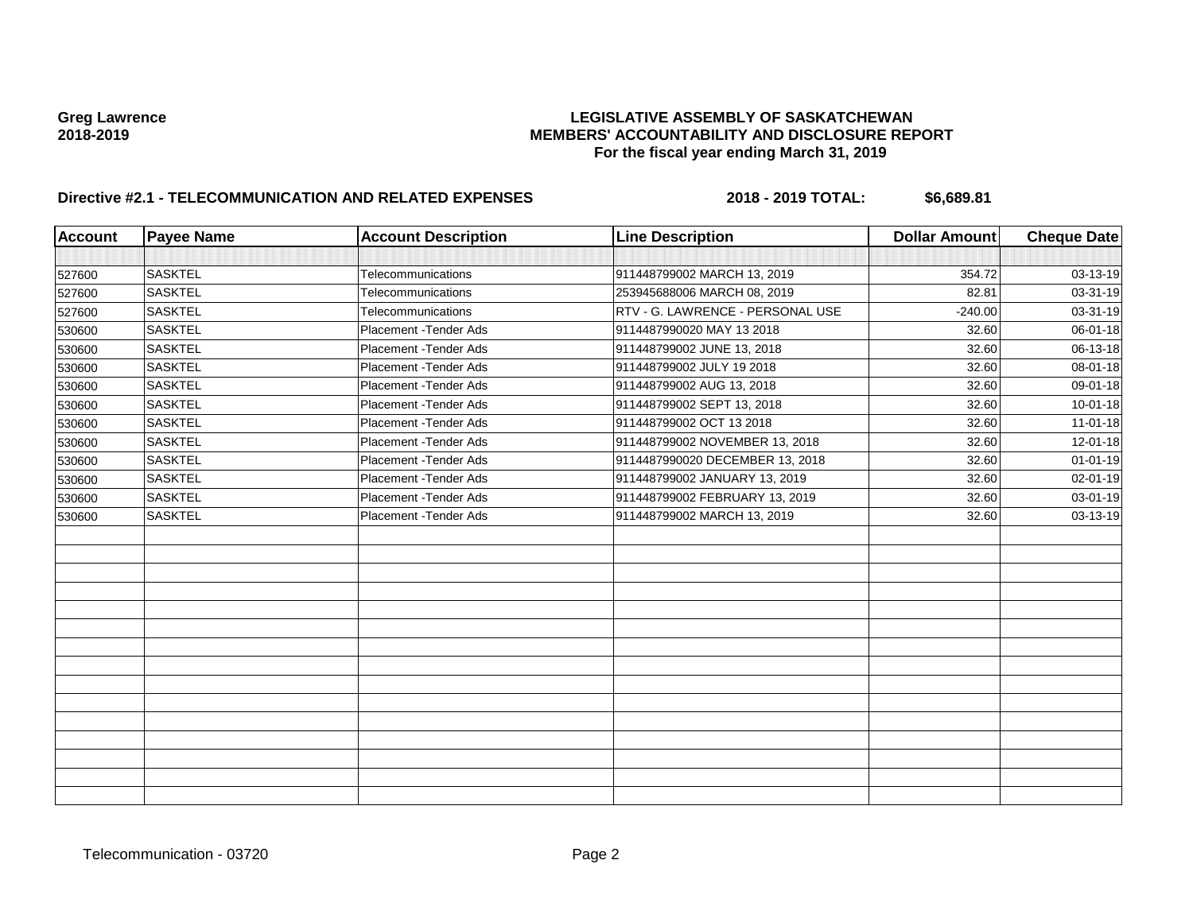**Greg Lawrence**
**2018-2019**

**LEGISLATIVE ASSEMBLY OF SASKATCHEWAN**
**MEMBERS' ACCOUNTABILITY AND DISCLOSURE REPORT**
**For the fiscal year ending March 31, 2019**

**Directive #2.1 - TELECOMMUNICATION AND RELATED EXPENSES** **2018 - 2019 TOTAL: $6,689.81**

| Account | Payee Name | Account Description | Line Description | Dollar Amount | Cheque Date |
|---|---|---|---|---|---|
| | | | | | |
| 527600 | SASKTEL | Telecommunications | 911448799002 MARCH 13, 2019 | 354.72 | 03-13-19 |
| 527600 | SASKTEL | Telecommunications | 253945688006 MARCH 08, 2019 | 82.81 | 03-31-19 |
| 527600 | SASKTEL | Telecommunications | RTV - G. LAWRENCE - PERSONAL USE | -240.00 | 03-31-19 |
| 530600 | SASKTEL | Placement -Tender Ads | 9114487990020 MAY 13 2018 | 32.60 | 06-01-18 |
| 530600 | SASKTEL | Placement -Tender Ads | 911448799002 JUNE 13, 2018 | 32.60 | 06-13-18 |
| 530600 | SASKTEL | Placement -Tender Ads | 911448799002 JULY 19 2018 | 32.60 | 08-01-18 |
| 530600 | SASKTEL | Placement -Tender Ads | 911448799002 AUG 13, 2018 | 32.60 | 09-01-18 |
| 530600 | SASKTEL | Placement -Tender Ads | 911448799002 SEPT 13, 2018 | 32.60 | 10-01-18 |
| 530600 | SASKTEL | Placement -Tender Ads | 911448799002 OCT 13 2018 | 32.60 | 11-01-18 |
| 530600 | SASKTEL | Placement -Tender Ads | 911448799002 NOVEMBER 13, 2018 | 32.60 | 12-01-18 |
| 530600 | SASKTEL | Placement -Tender Ads | 9114487990020 DECEMBER 13, 2018 | 32.60 | 01-01-19 |
| 530600 | SASKTEL | Placement -Tender Ads | 911448799002 JANUARY 13, 2019 | 32.60 | 02-01-19 |
| 530600 | SASKTEL | Placement -Tender Ads | 911448799002 FEBRUARY 13, 2019 | 32.60 | 03-01-19 |
| 530600 | SASKTEL | Placement -Tender Ads | 911448799002 MARCH 13, 2019 | 32.60 | 03-13-19 |

Telecommunication - 03720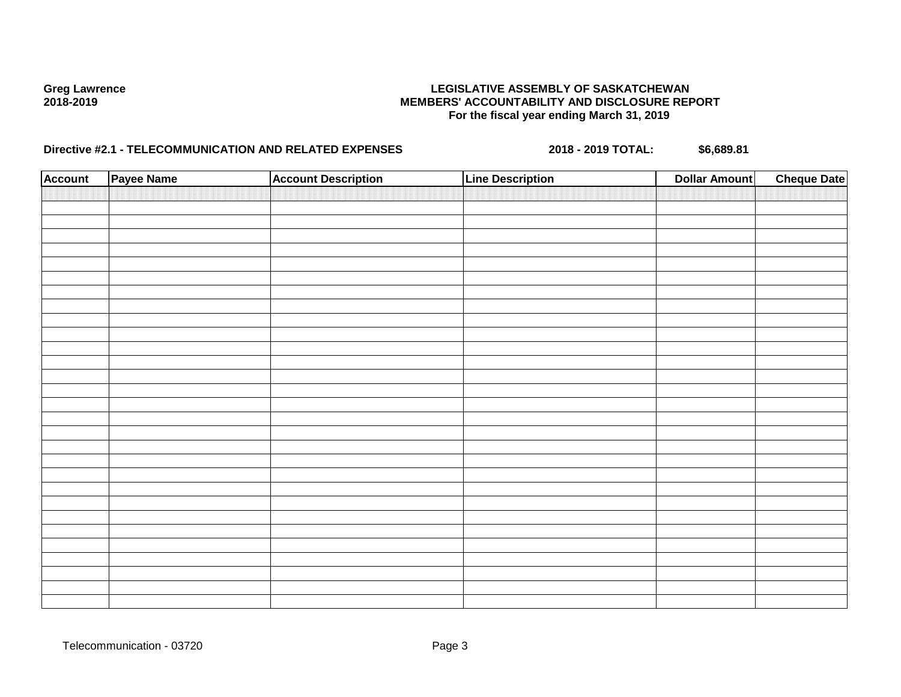**Greg Lawrence**
**2018-2019**

**LEGISLATIVE ASSEMBLY OF SASKATCHEWAN**
**MEMBERS' ACCOUNTABILITY AND DISCLOSURE REPORT**
**For the fiscal year ending March 31, 2019**

**Directive #2.1 - TELECOMMUNICATION AND RELATED EXPENSES** **2018 - 2019 TOTAL:** **$6,689.81**

| Account | Payee Name | Account Description | Line Description | Dollar Amount | Cheque Date |
|---|---|---|---|---|---|
| | | | | | |

Telecommunication - 03720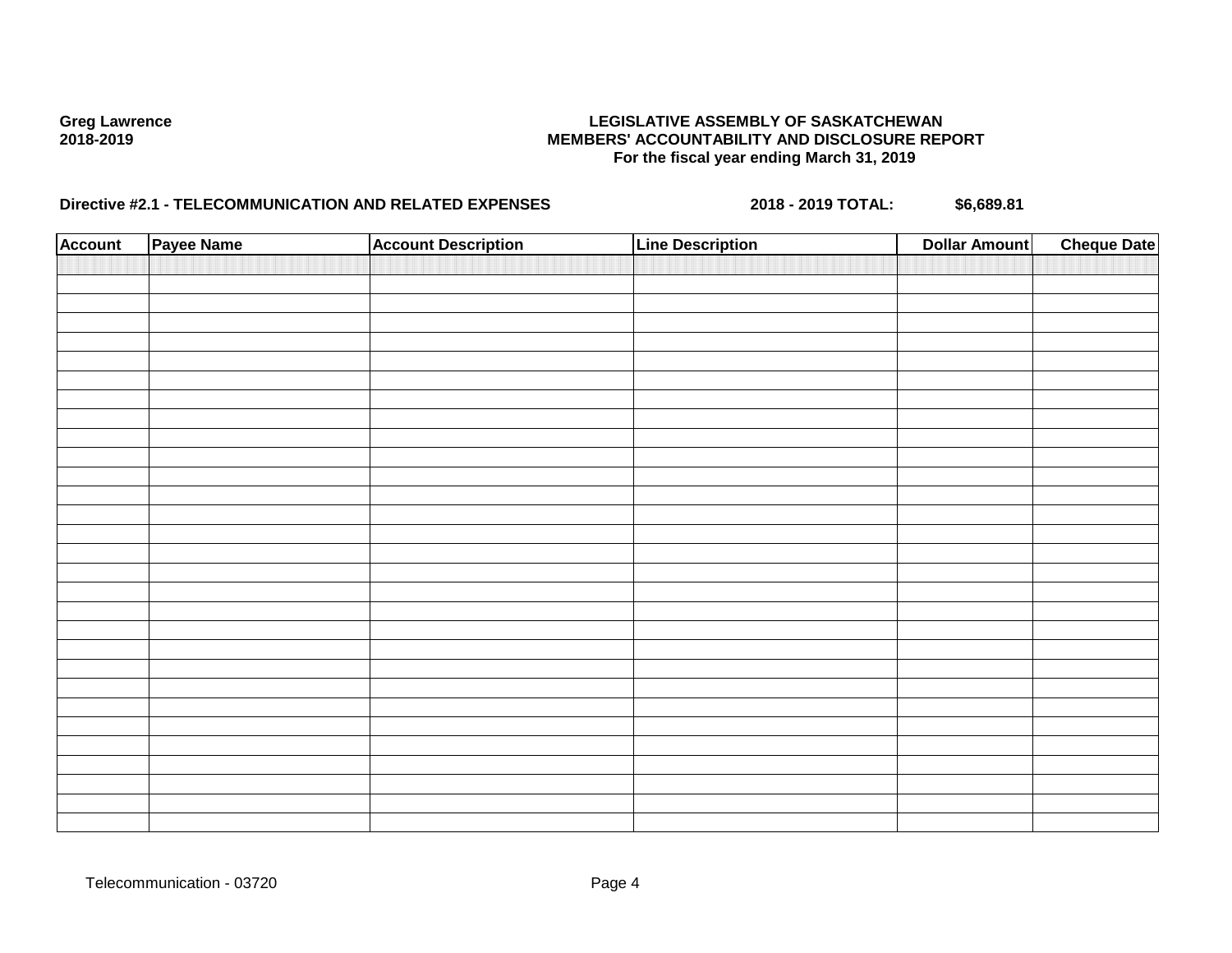**Greg Lawrence**
**2018-2019**

**LEGISLATIVE ASSEMBLY OF SASKATCHEWAN**
**MEMBERS' ACCOUNTABILITY AND DISCLOSURE REPORT**
**For the fiscal year ending March 31, 2019**

**Directive #2.1 - TELECOMMUNICATION AND RELATED EXPENSES** **2018 - 2019 TOTAL:** **$6,689.81**

| Account | Payee Name | Account Description | Line Description | Dollar Amount | Cheque Date |
|---|---|---|---|---|---|
| | | | | | |

Telecommunication - 03720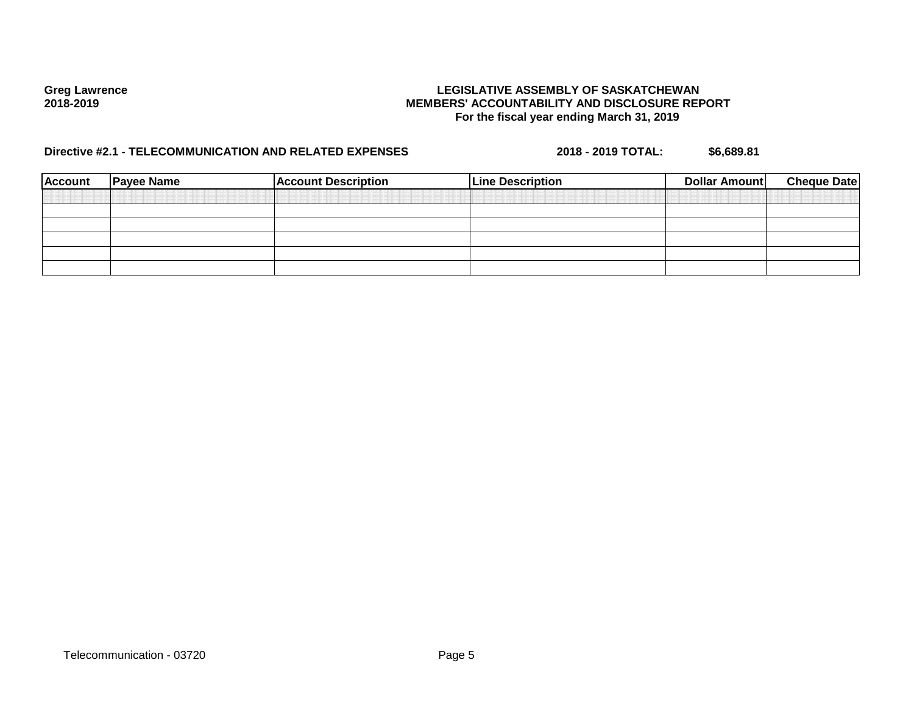**Greg Lawrence**
**2018-2019**

**LEGISLATIVE ASSEMBLY OF SASKATCHEWAN**
**MEMBERS' ACCOUNTABILITY AND DISCLOSURE REPORT**
**For the fiscal year ending March 31, 2019**

**Directive #2.1 - TELECOMMUNICATION AND RELATED EXPENSES** **2018 - 2019 TOTAL:** **$6,689.81**

| Account | Payee Name | Account Description | Line Description | Dollar Amount | Cheque Date |
|---|---|---|---|---|---|
| | | | | | |
| | | | | | |
| | | | | | |
| | | | | | |
| | | | | | |
| | | | | | |

Telecommunication - 03720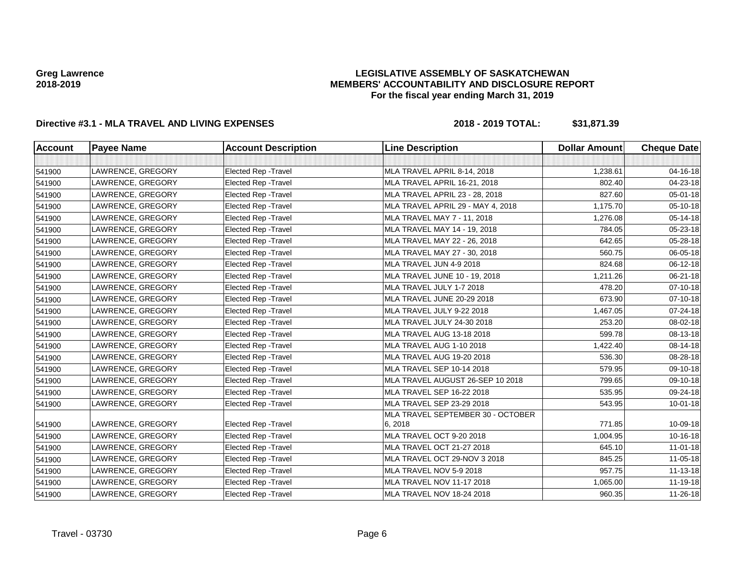**Greg Lawrence**
**2018-2019**

**LEGISLATIVE ASSEMBLY OF SASKATCHEWAN**
**MEMBERS' ACCOUNTABILITY AND DISCLOSURE REPORT**
**For the fiscal year ending March 31, 2019**

**Directive #3.1 - MLA TRAVEL AND LIVING EXPENSES** **2018 - 2019 TOTAL: $31,871.39**

| Account | Payee Name | Account Description | Line Description | Dollar Amount | Cheque Date |
|---|---|---|---|---|---|
| | | | | | |
| 541900 | LAWRENCE, GREGORY | Elected Rep -Travel | MLA TRAVEL APRIL 8-14, 2018 | 1,238.61 | 04-16-18 |
| 541900 | LAWRENCE, GREGORY | Elected Rep -Travel | MLA TRAVEL APRIL 16-21, 2018 | 802.40 | 04-23-18 |
| 541900 | LAWRENCE, GREGORY | Elected Rep -Travel | MLA TRAVEL APRIL 23 - 28, 2018 | 827.60 | 05-01-18 |
| 541900 | LAWRENCE, GREGORY | Elected Rep -Travel | MLA TRAVEL APRIL 29 - MAY 4, 2018 | 1,175.70 | 05-10-18 |
| 541900 | LAWRENCE, GREGORY | Elected Rep -Travel | MLA TRAVEL MAY 7 - 11, 2018 | 1,276.08 | 05-14-18 |
| 541900 | LAWRENCE, GREGORY | Elected Rep -Travel | MLA TRAVEL MAY 14 - 19, 2018 | 784.05 | 05-23-18 |
| 541900 | LAWRENCE, GREGORY | Elected Rep -Travel | MLA TRAVEL MAY 22 - 26, 2018 | 642.65 | 05-28-18 |
| 541900 | LAWRENCE, GREGORY | Elected Rep -Travel | MLA TRAVEL MAY 27 - 30, 2018 | 560.75 | 06-05-18 |
| 541900 | LAWRENCE, GREGORY | Elected Rep -Travel | MLA TRAVEL JUN 4-9 2018 | 824.68 | 06-12-18 |
| 541900 | LAWRENCE, GREGORY | Elected Rep -Travel | MLA TRAVEL JUNE 10 - 19, 2018 | 1,211.26 | 06-21-18 |
| 541900 | LAWRENCE, GREGORY | Elected Rep -Travel | MLA TRAVEL JULY 1-7 2018 | 478.20 | 07-10-18 |
| 541900 | LAWRENCE, GREGORY | Elected Rep -Travel | MLA TRAVEL JUNE 20-29 2018 | 673.90 | 07-10-18 |
| 541900 | LAWRENCE, GREGORY | Elected Rep -Travel | MLA TRAVEL JULY 9-22 2018 | 1,467.05 | 07-24-18 |
| 541900 | LAWRENCE, GREGORY | Elected Rep -Travel | MLA TRAVEL JULY 24-30 2018 | 253.20 | 08-02-18 |
| 541900 | LAWRENCE, GREGORY | Elected Rep -Travel | MLA TRAVEL AUG 13-18 2018 | 599.78 | 08-13-18 |
| 541900 | LAWRENCE, GREGORY | Elected Rep -Travel | MLA TRAVEL AUG 1-10 2018 | 1,422.40 | 08-14-18 |
| 541900 | LAWRENCE, GREGORY | Elected Rep -Travel | MLA TRAVEL AUG 19-20 2018 | 536.30 | 08-28-18 |
| 541900 | LAWRENCE, GREGORY | Elected Rep -Travel | MLA TRAVEL SEP 10-14 2018 | 579.95 | 09-10-18 |
| 541900 | LAWRENCE, GREGORY | Elected Rep -Travel | MLA TRAVEL AUGUST 26-SEP 10 2018 | 799.65 | 09-10-18 |
| 541900 | LAWRENCE, GREGORY | Elected Rep -Travel | MLA TRAVEL SEP 16-22 2018 | 535.95 | 09-24-18 |
| 541900 | LAWRENCE, GREGORY | Elected Rep -Travel | MLA TRAVEL SEP 23-29 2018 | 543.95 | 10-01-18 |
| 541900 | LAWRENCE, GREGORY | Elected Rep -Travel | MLA TRAVEL SEPTEMBER 30 - OCTOBER 6, 2018 | 771.85 | 10-09-18 |
| 541900 | LAWRENCE, GREGORY | Elected Rep -Travel | MLA TRAVEL OCT 9-20 2018 | 1,004.95 | 10-16-18 |
| 541900 | LAWRENCE, GREGORY | Elected Rep -Travel | MLA TRAVEL OCT 21-27 2018 | 645.10 | 11-01-18 |
| 541900 | LAWRENCE, GREGORY | Elected Rep -Travel | MLA TRAVEL OCT 29-NOV 3 2018 | 845.25 | 11-05-18 |
| 541900 | LAWRENCE, GREGORY | Elected Rep -Travel | MLA TRAVEL NOV 5-9 2018 | 957.75 | 11-13-18 |
| 541900 | LAWRENCE, GREGORY | Elected Rep -Travel | MLA TRAVEL NOV 11-17 2018 | 1,065.00 | 11-19-18 |
| 541900 | LAWRENCE, GREGORY | Elected Rep -Travel | MLA TRAVEL NOV 18-24 2018 | 960.35 | 11-26-18 |

Travel - 03730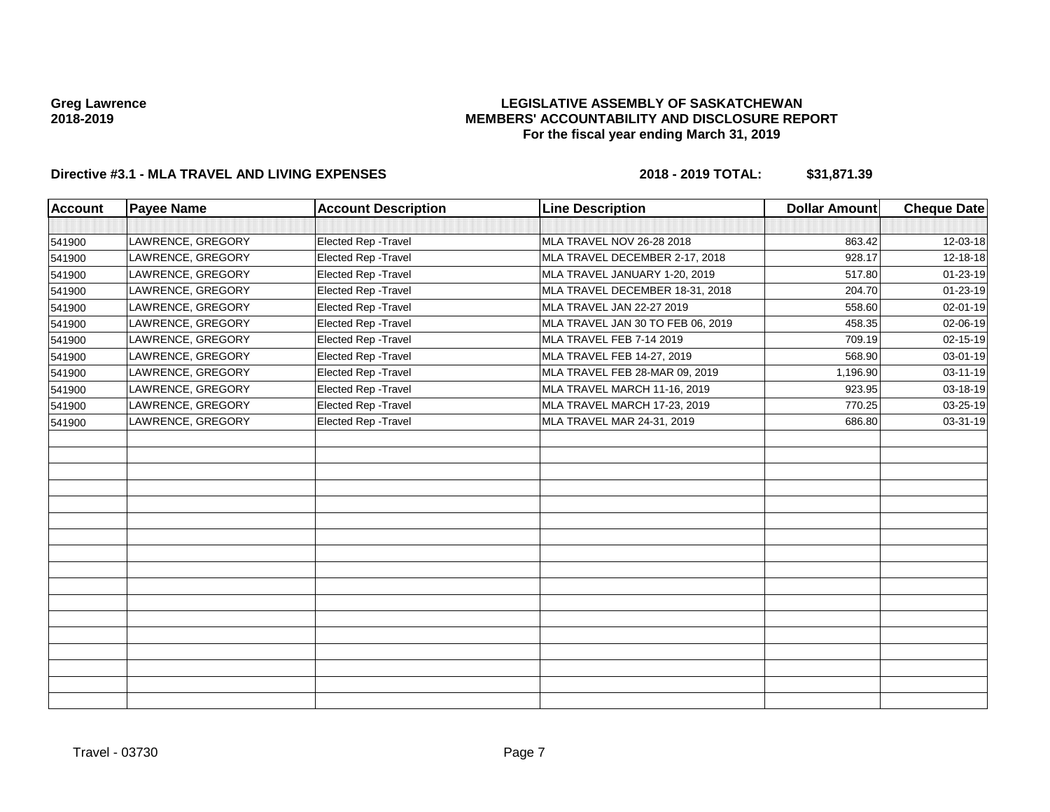**Greg Lawrence**
**2018-2019**

**LEGISLATIVE ASSEMBLY OF SASKATCHEWAN**
**MEMBERS' ACCOUNTABILITY AND DISCLOSURE REPORT**
**For the fiscal year ending March 31, 2019**

**Directive #3.1 - MLA TRAVEL AND LIVING EXPENSES** **2018 - 2019 TOTAL: $31,871.39**

| Account | Payee Name | Account Description | Line Description | Dollar Amount | Cheque Date |
|---|---|---|---|---|---|
| 541900 | LAWRENCE, GREGORY | Elected Rep -Travel | MLA TRAVEL NOV 26-28 2018 | 863.42 | 12-03-18 |
| 541900 | LAWRENCE, GREGORY | Elected Rep -Travel | MLA TRAVEL DECEMBER 2-17, 2018 | 928.17 | 12-18-18 |
| 541900 | LAWRENCE, GREGORY | Elected Rep -Travel | MLA TRAVEL JANUARY 1-20, 2019 | 517.80 | 01-23-19 |
| 541900 | LAWRENCE, GREGORY | Elected Rep -Travel | MLA TRAVEL DECEMBER 18-31, 2018 | 204.70 | 01-23-19 |
| 541900 | LAWRENCE, GREGORY | Elected Rep -Travel | MLA TRAVEL JAN 22-27 2019 | 558.60 | 02-01-19 |
| 541900 | LAWRENCE, GREGORY | Elected Rep -Travel | MLA TRAVEL JAN 30 TO FEB 06, 2019 | 458.35 | 02-06-19 |
| 541900 | LAWRENCE, GREGORY | Elected Rep -Travel | MLA TRAVEL FEB 7-14 2019 | 709.19 | 02-15-19 |
| 541900 | LAWRENCE, GREGORY | Elected Rep -Travel | MLA TRAVEL FEB 14-27, 2019 | 568.90 | 03-01-19 |
| 541900 | LAWRENCE, GREGORY | Elected Rep -Travel | MLA TRAVEL FEB 28-MAR 09, 2019 | 1,196.90 | 03-11-19 |
| 541900 | LAWRENCE, GREGORY | Elected Rep -Travel | MLA TRAVEL MARCH 11-16, 2019 | 923.95 | 03-18-19 |
| 541900 | LAWRENCE, GREGORY | Elected Rep -Travel | MLA TRAVEL MARCH 17-23, 2019 | 770.25 | 03-25-19 |
| 541900 | LAWRENCE, GREGORY | Elected Rep -Travel | MLA TRAVEL MAR 24-31, 2019 | 686.80 | 03-31-19 |

Travel - 03730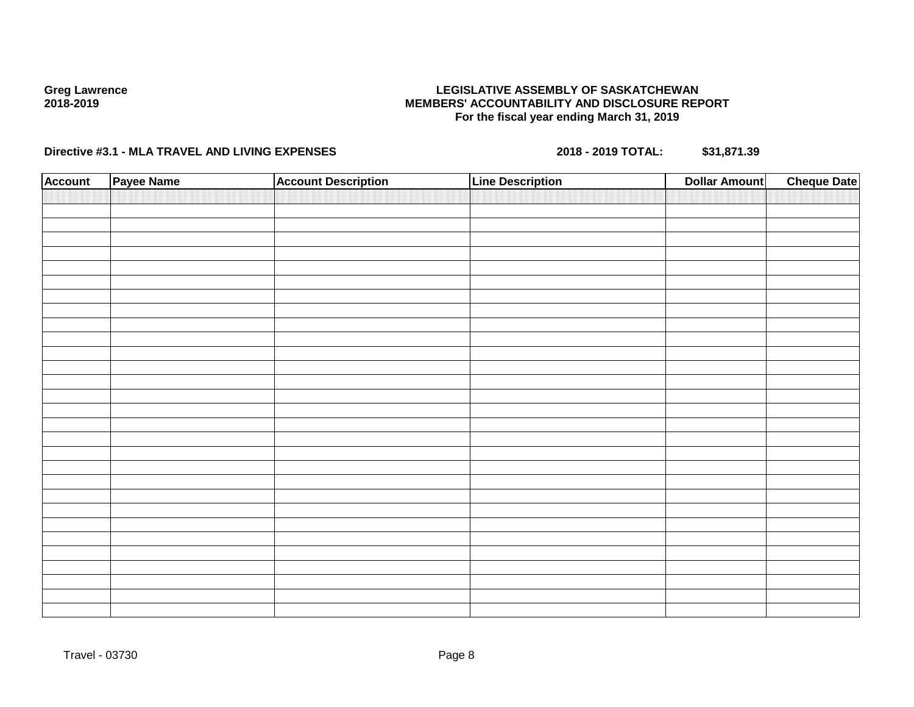Greg Lawrence
2018-2019

**LEGISLATIVE ASSEMBLY OF SASKATCHEWAN**
**MEMBERS' ACCOUNTABILITY AND DISCLOSURE REPORT**
**For the fiscal year ending March 31, 2019**

**Directive #3.1 - MLA TRAVEL AND LIVING EXPENSES** **2018 - 2019 TOTAL: $31,871.39**

| Account | Payee Name | Account Description | Line Description | Dollar Amount | Cheque Date |
|---|---|---|---|---|---|
| | | | | | |

Travel - 03730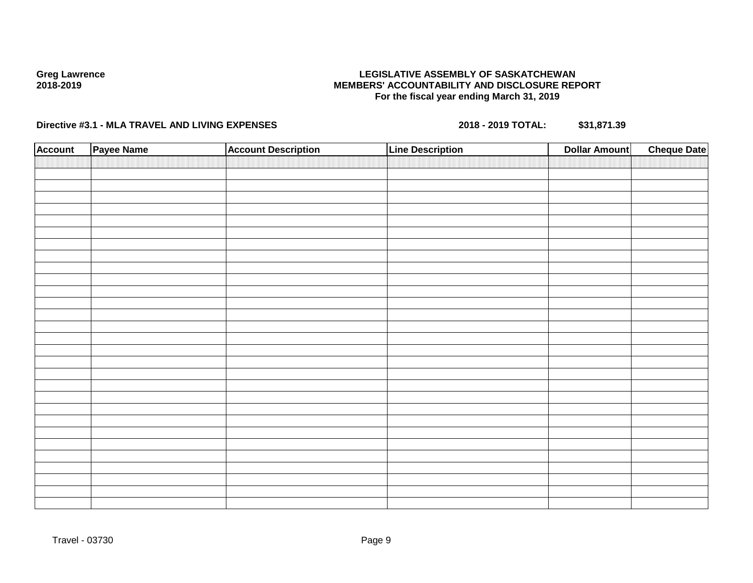Greg Lawrence
2018-2019

**LEGISLATIVE ASSEMBLY OF SASKATCHEWAN**
**MEMBERS' ACCOUNTABILITY AND DISCLOSURE REPORT**
**For the fiscal year ending March 31, 2019**

**Directive #3.1 - MLA TRAVEL AND LIVING EXPENSES** **2018 - 2019 TOTAL: $31,871.39**

| Account | Payee Name | Account Description | Line Description | Dollar Amount | Cheque Date |
|---|---|---|---|---|---|
| | | | | | |

Travel - 03730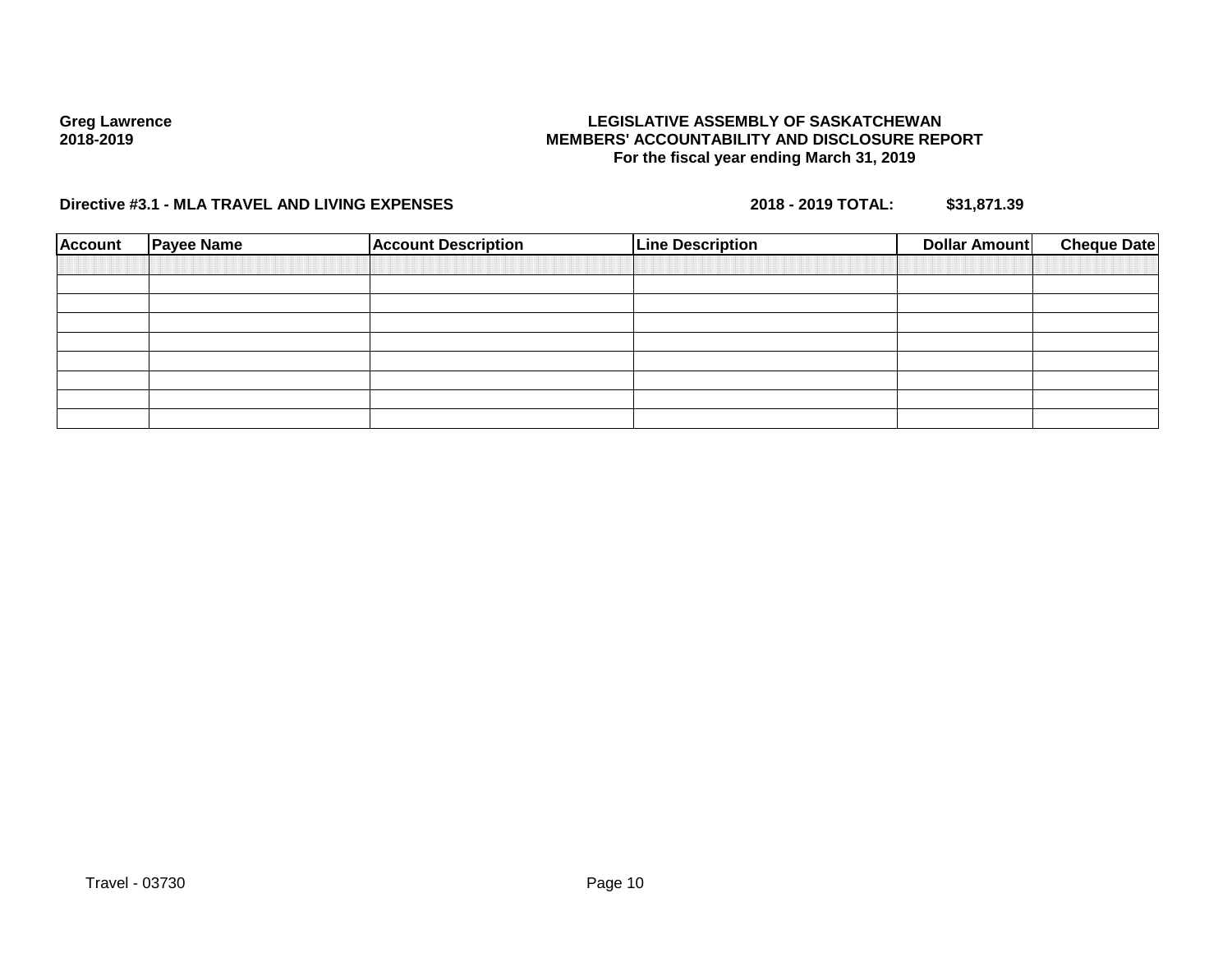Greg Lawrence
2018-2019

**LEGISLATIVE ASSEMBLY OF SASKATCHEWAN**
**MEMBERS' ACCOUNTABILITY AND DISCLOSURE REPORT**
**For the fiscal year ending March 31, 2019**

**Directive #3.1 - MLA TRAVEL AND LIVING EXPENSES** **2018 - 2019 TOTAL: $31,871.39**

| Account | Payee Name | Account Description | Line Description | Dollar Amount | Cheque Date |
|---|---|---|---|---|---|
| | | | | | |
| | | | | | |
| | | | | | |
| | | | | | |
| | | | | | |
| | | | | | |
| | | | | | |
| | | | | | |

Travel - 03730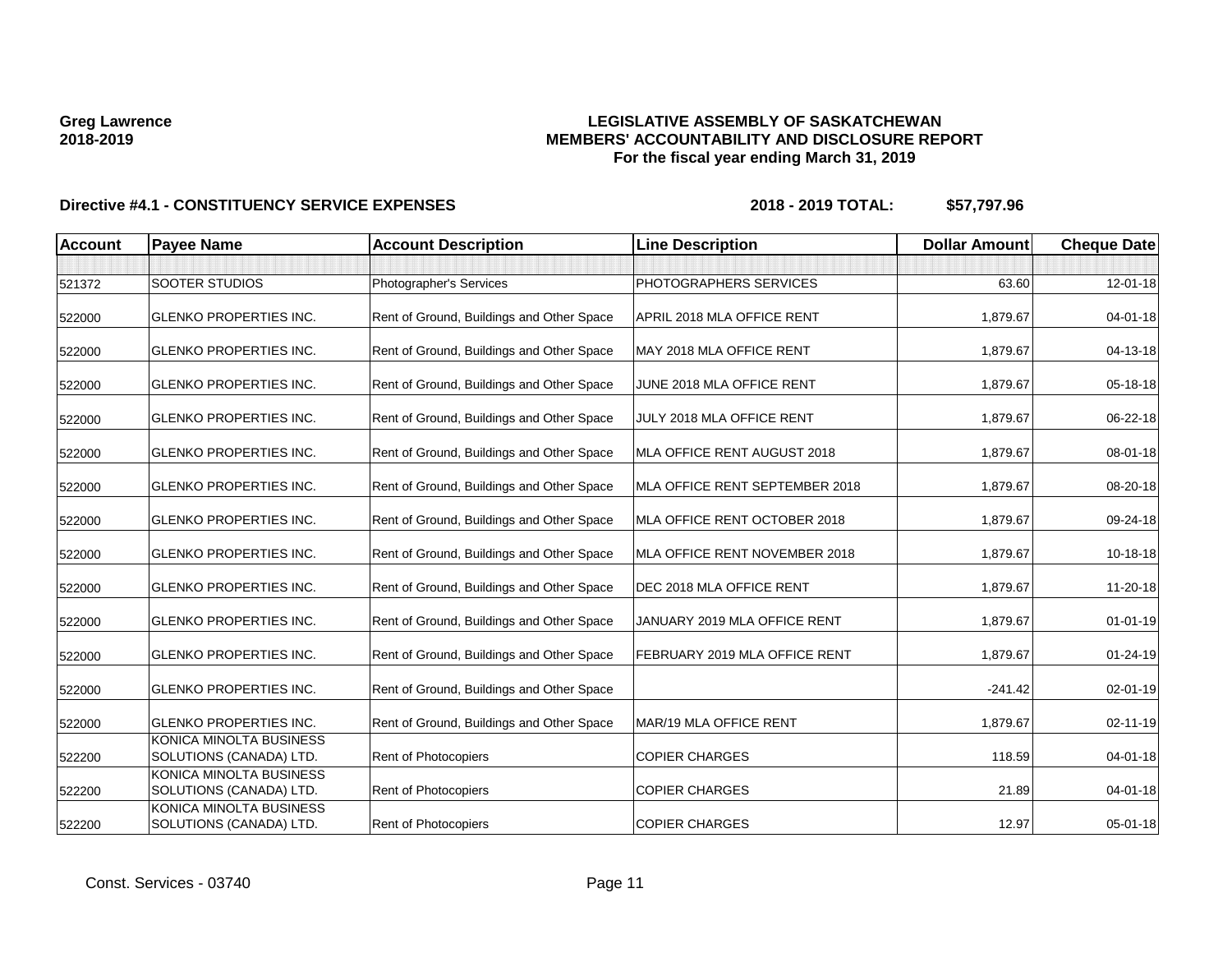**Greg Lawrence**
**2018-2019**

**LEGISLATIVE ASSEMBLY OF SASKATCHEWAN**
**MEMBERS' ACCOUNTABILITY AND DISCLOSURE REPORT**
**For the fiscal year ending March 31, 2019**

**Directive #4.1 - CONSTITUENCY SERVICE EXPENSES** **2018 - 2019 TOTAL: $57,797.96**

| Account | Payee Name | Account Description | Line Description | Dollar Amount | Cheque Date |
|---|---|---|---|---|---|
| | | | | | |
| 521372 | SOOTER STUDIOS | Photographer's Services | PHOTOGRAPHERS SERVICES | 63.60 | 12-01-18 |
| 522000 | GLENKO PROPERTIES INC. | Rent of Ground, Buildings and Other Space | APRIL 2018 MLA OFFICE RENT | 1,879.67 | 04-01-18 |
| 522000 | GLENKO PROPERTIES INC. | Rent of Ground, Buildings and Other Space | MAY 2018 MLA OFFICE RENT | 1,879.67 | 04-13-18 |
| 522000 | GLENKO PROPERTIES INC. | Rent of Ground, Buildings and Other Space | JUNE 2018 MLA OFFICE RENT | 1,879.67 | 05-18-18 |
| 522000 | GLENKO PROPERTIES INC. | Rent of Ground, Buildings and Other Space | JULY 2018 MLA OFFICE RENT | 1,879.67 | 06-22-18 |
| 522000 | GLENKO PROPERTIES INC. | Rent of Ground, Buildings and Other Space | MLA OFFICE RENT AUGUST 2018 | 1,879.67 | 08-01-18 |
| 522000 | GLENKO PROPERTIES INC. | Rent of Ground, Buildings and Other Space | MLA OFFICE RENT SEPTEMBER 2018 | 1,879.67 | 08-20-18 |
| 522000 | GLENKO PROPERTIES INC. | Rent of Ground, Buildings and Other Space | MLA OFFICE RENT OCTOBER 2018 | 1,879.67 | 09-24-18 |
| 522000 | GLENKO PROPERTIES INC. | Rent of Ground, Buildings and Other Space | MLA OFFICE RENT NOVEMBER 2018 | 1,879.67 | 10-18-18 |
| 522000 | GLENKO PROPERTIES INC. | Rent of Ground, Buildings and Other Space | DEC 2018 MLA OFFICE RENT | 1,879.67 | 11-20-18 |
| 522000 | GLENKO PROPERTIES INC. | Rent of Ground, Buildings and Other Space | JANUARY 2019 MLA OFFICE RENT | 1,879.67 | 01-01-19 |
| 522000 | GLENKO PROPERTIES INC. | Rent of Ground, Buildings and Other Space | FEBRUARY 2019 MLA OFFICE RENT | 1,879.67 | 01-24-19 |
| 522000 | GLENKO PROPERTIES INC. | Rent of Ground, Buildings and Other Space | | -241.42 | 02-01-19 |
| 522000 | GLENKO PROPERTIES INC. | Rent of Ground, Buildings and Other Space | MAR/19 MLA OFFICE RENT | 1,879.67 | 02-11-19 |
| 522200 | KONICA MINOLTA BUSINESS SOLUTIONS (CANADA) LTD. | Rent of Photocopiers | COPIER CHARGES | 118.59 | 04-01-18 |
| 522200 | KONICA MINOLTA BUSINESS SOLUTIONS (CANADA) LTD. | Rent of Photocopiers | COPIER CHARGES | 21.89 | 04-01-18 |
| 522200 | KONICA MINOLTA BUSINESS SOLUTIONS (CANADA) LTD. | Rent of Photocopiers | COPIER CHARGES | 12.97 | 05-01-18 |

Const. Services - 03740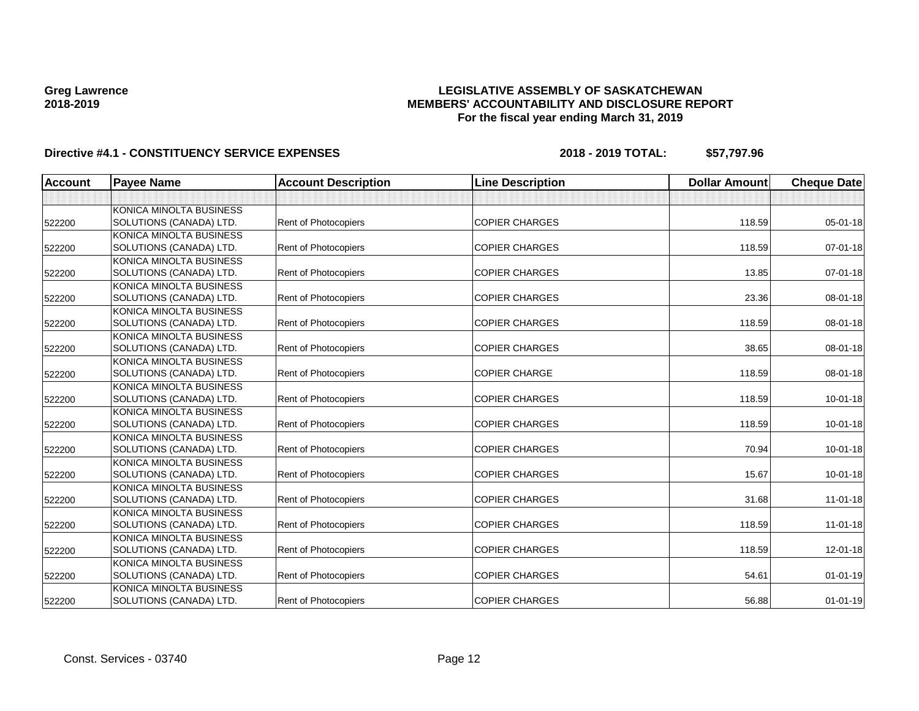**Greg Lawrence**
**2018-2019**

**LEGISLATIVE ASSEMBLY OF SASKATCHEWAN**
**MEMBERS' ACCOUNTABILITY AND DISCLOSURE REPORT**
**For the fiscal year ending March 31, 2019**

**Directive #4.1 - CONSTITUENCY SERVICE EXPENSES** **2018 - 2019 TOTAL: $57,797.96**

| Account | Payee Name | Account Description | Line Description | Dollar Amount | Cheque Date |
|---|---|---|---|---|---|
| | | | | | |
| 522200 | KONICA MINOLTA BUSINESS SOLUTIONS (CANADA) LTD. | Rent of Photocopiers | COPIER CHARGES | 118.59 | 05-01-18 |
| 522200 | KONICA MINOLTA BUSINESS SOLUTIONS (CANADA) LTD. | Rent of Photocopiers | COPIER CHARGES | 118.59 | 07-01-18 |
| 522200 | KONICA MINOLTA BUSINESS SOLUTIONS (CANADA) LTD. | Rent of Photocopiers | COPIER CHARGES | 13.85 | 07-01-18 |
| 522200 | KONICA MINOLTA BUSINESS SOLUTIONS (CANADA) LTD. | Rent of Photocopiers | COPIER CHARGES | 23.36 | 08-01-18 |
| 522200 | KONICA MINOLTA BUSINESS SOLUTIONS (CANADA) LTD. | Rent of Photocopiers | COPIER CHARGES | 118.59 | 08-01-18 |
| 522200 | KONICA MINOLTA BUSINESS SOLUTIONS (CANADA) LTD. | Rent of Photocopiers | COPIER CHARGES | 38.65 | 08-01-18 |
| 522200 | KONICA MINOLTA BUSINESS SOLUTIONS (CANADA) LTD. | Rent of Photocopiers | COPIER CHARGE | 118.59 | 08-01-18 |
| 522200 | KONICA MINOLTA BUSINESS SOLUTIONS (CANADA) LTD. | Rent of Photocopiers | COPIER CHARGES | 118.59 | 10-01-18 |
| 522200 | KONICA MINOLTA BUSINESS SOLUTIONS (CANADA) LTD. | Rent of Photocopiers | COPIER CHARGES | 118.59 | 10-01-18 |
| 522200 | KONICA MINOLTA BUSINESS SOLUTIONS (CANADA) LTD. | Rent of Photocopiers | COPIER CHARGES | 70.94 | 10-01-18 |
| 522200 | KONICA MINOLTA BUSINESS SOLUTIONS (CANADA) LTD. | Rent of Photocopiers | COPIER CHARGES | 15.67 | 10-01-18 |
| 522200 | KONICA MINOLTA BUSINESS SOLUTIONS (CANADA) LTD. | Rent of Photocopiers | COPIER CHARGES | 31.68 | 11-01-18 |
| 522200 | KONICA MINOLTA BUSINESS SOLUTIONS (CANADA) LTD. | Rent of Photocopiers | COPIER CHARGES | 118.59 | 11-01-18 |
| 522200 | KONICA MINOLTA BUSINESS SOLUTIONS (CANADA) LTD. | Rent of Photocopiers | COPIER CHARGES | 118.59 | 12-01-18 |
| 522200 | KONICA MINOLTA BUSINESS SOLUTIONS (CANADA) LTD. | Rent of Photocopiers | COPIER CHARGES | 54.61 | 01-01-19 |
| 522200 | KONICA MINOLTA BUSINESS SOLUTIONS (CANADA) LTD. | Rent of Photocopiers | COPIER CHARGES | 56.88 | 01-01-19 |

Const. Services - 03740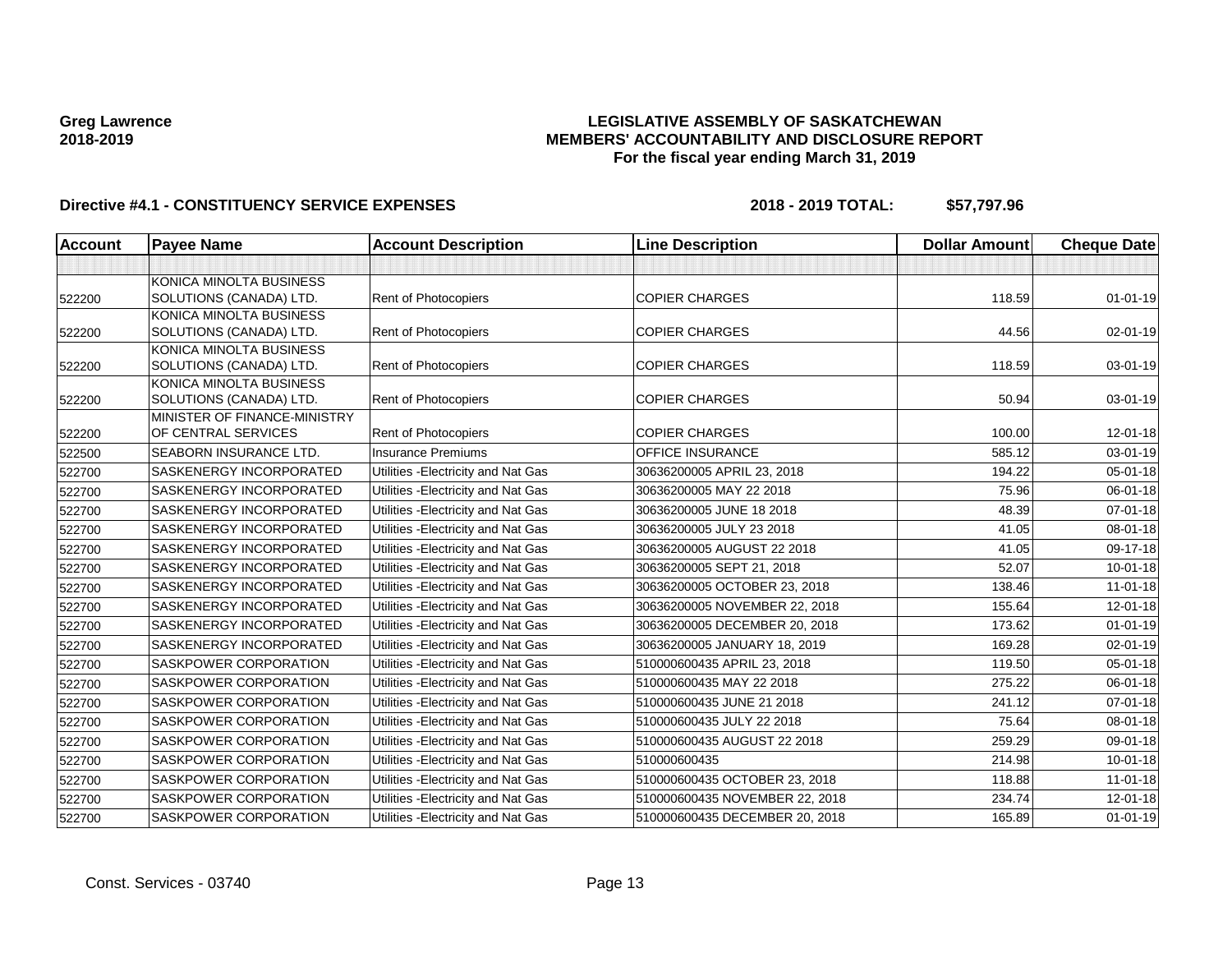**Greg Lawrence**
**2018-2019**

# LEGISLATIVE ASSEMBLY OF SASKATCHEWAN
## MEMBERS' ACCOUNTABILITY AND DISCLOSURE REPORT
### For the fiscal year ending March 31, 2019

**Directive #4.1 - CONSTITUENCY SERVICE EXPENSES** **2018 - 2019 TOTAL: $57,797.96**

| Account | Payee Name | Account Description | Line Description | Dollar Amount | Cheque Date |
|---|---|---|---|---|---|
| | | | | | |
| 522200 | KONICA MINOLTA BUSINESS SOLUTIONS (CANADA) LTD. | Rent of Photocopiers | COPIER CHARGES | 118.59 | 01-01-19 |
| 522200 | KONICA MINOLTA BUSINESS SOLUTIONS (CANADA) LTD. | Rent of Photocopiers | COPIER CHARGES | 44.56 | 02-01-19 |
| 522200 | KONICA MINOLTA BUSINESS SOLUTIONS (CANADA) LTD. | Rent of Photocopiers | COPIER CHARGES | 118.59 | 03-01-19 |
| 522200 | KONICA MINOLTA BUSINESS SOLUTIONS (CANADA) LTD. | Rent of Photocopiers | COPIER CHARGES | 50.94 | 03-01-19 |
| 522200 | MINISTER OF FINANCE-MINISTRY OF CENTRAL SERVICES | Rent of Photocopiers | COPIER CHARGES | 100.00 | 12-01-18 |
| 522500 | SEABORN INSURANCE LTD. | Insurance Premiums | OFFICE INSURANCE | 585.12 | 03-01-19 |
| 522700 | SASKENERGY INCORPORATED | Utilities -Electricity and Nat Gas | 30636200005 APRIL 23, 2018 | 194.22 | 05-01-18 |
| 522700 | SASKENERGY INCORPORATED | Utilities -Electricity and Nat Gas | 30636200005 MAY 22 2018 | 75.96 | 06-01-18 |
| 522700 | SASKENERGY INCORPORATED | Utilities -Electricity and Nat Gas | 30636200005 JUNE 18 2018 | 48.39 | 07-01-18 |
| 522700 | SASKENERGY INCORPORATED | Utilities -Electricity and Nat Gas | 30636200005 JULY 23 2018 | 41.05 | 08-01-18 |
| 522700 | SASKENERGY INCORPORATED | Utilities -Electricity and Nat Gas | 30636200005 AUGUST 22 2018 | 41.05 | 09-17-18 |
| 522700 | SASKENERGY INCORPORATED | Utilities -Electricity and Nat Gas | 30636200005 SEPT 21, 2018 | 52.07 | 10-01-18 |
| 522700 | SASKENERGY INCORPORATED | Utilities -Electricity and Nat Gas | 30636200005 OCTOBER 23, 2018 | 138.46 | 11-01-18 |
| 522700 | SASKENERGY INCORPORATED | Utilities -Electricity and Nat Gas | 30636200005 NOVEMBER 22, 2018 | 155.64 | 12-01-18 |
| 522700 | SASKENERGY INCORPORATED | Utilities -Electricity and Nat Gas | 30636200005 DECEMBER 20, 2018 | 173.62 | 01-01-19 |
| 522700 | SASKENERGY INCORPORATED | Utilities -Electricity and Nat Gas | 30636200005 JANUARY 18, 2019 | 169.28 | 02-01-19 |
| 522700 | SASKPOWER CORPORATION | Utilities -Electricity and Nat Gas | 510000600435 APRIL 23, 2018 | 119.50 | 05-01-18 |
| 522700 | SASKPOWER CORPORATION | Utilities -Electricity and Nat Gas | 510000600435 MAY 22 2018 | 275.22 | 06-01-18 |
| 522700 | SASKPOWER CORPORATION | Utilities -Electricity and Nat Gas | 510000600435 JUNE 21 2018 | 241.12 | 07-01-18 |
| 522700 | SASKPOWER CORPORATION | Utilities -Electricity and Nat Gas | 510000600435 JULY 22 2018 | 75.64 | 08-01-18 |
| 522700 | SASKPOWER CORPORATION | Utilities -Electricity and Nat Gas | 510000600435 AUGUST 22 2018 | 259.29 | 09-01-18 |
| 522700 | SASKPOWER CORPORATION | Utilities -Electricity and Nat Gas | 510000600435 | 214.98 | 10-01-18 |
| 522700 | SASKPOWER CORPORATION | Utilities -Electricity and Nat Gas | 510000600435 OCTOBER 23, 2018 | 118.88 | 11-01-18 |
| 522700 | SASKPOWER CORPORATION | Utilities -Electricity and Nat Gas | 510000600435 NOVEMBER 22, 2018 | 234.74 | 12-01-18 |
| 522700 | SASKPOWER CORPORATION | Utilities -Electricity and Nat Gas | 510000600435 DECEMBER 20, 2018 | 165.89 | 01-01-19 |

Const. Services - 03740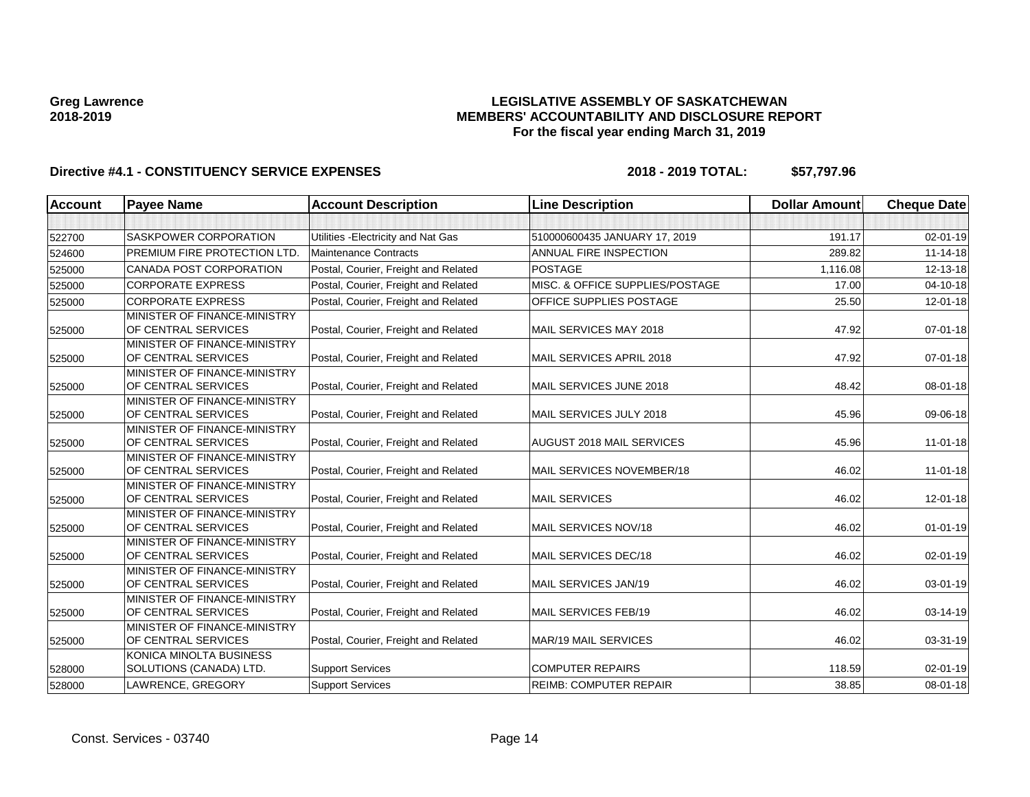**Greg Lawrence**
**2018-2019**

**LEGISLATIVE ASSEMBLY OF SASKATCHEWAN**
**MEMBERS' ACCOUNTABILITY AND DISCLOSURE REPORT**
**For the fiscal year ending March 31, 2019**

**Directive #4.1 - CONSTITUENCY SERVICE EXPENSES** **2018 - 2019 TOTAL: $57,797.96**

| Account | Payee Name | Account Description | Line Description | Dollar Amount | Cheque Date |
|---|---|---|---|---|---|
| | | | | | |
| 522700 | SASKPOWER CORPORATION | Utilities -Electricity and Nat Gas | 510000600435 JANUARY 17, 2019 | 191.17 | 02-01-19 |
| 524600 | PREMIUM FIRE PROTECTION LTD. | Maintenance Contracts | ANNUAL FIRE INSPECTION | 289.82 | 11-14-18 |
| 525000 | CANADA POST CORPORATION | Postal, Courier, Freight and Related | POSTAGE | 1,116.08 | 12-13-18 |
| 525000 | CORPORATE EXPRESS | Postal, Courier, Freight and Related | MISC. & OFFICE SUPPLIES/POSTAGE | 17.00 | 04-10-18 |
| 525000 | CORPORATE EXPRESS | Postal, Courier, Freight and Related | OFFICE SUPPLIES POSTAGE | 25.50 | 12-01-18 |
| 525000 | MINISTER OF FINANCE-MINISTRY OF CENTRAL SERVICES | Postal, Courier, Freight and Related | MAIL SERVICES MAY 2018 | 47.92 | 07-01-18 |
| 525000 | MINISTER OF FINANCE-MINISTRY OF CENTRAL SERVICES | Postal, Courier, Freight and Related | MAIL SERVICES APRIL 2018 | 47.92 | 07-01-18 |
| 525000 | MINISTER OF FINANCE-MINISTRY OF CENTRAL SERVICES | Postal, Courier, Freight and Related | MAIL SERVICES JUNE 2018 | 48.42 | 08-01-18 |
| 525000 | MINISTER OF FINANCE-MINISTRY OF CENTRAL SERVICES | Postal, Courier, Freight and Related | MAIL SERVICES JULY 2018 | 45.96 | 09-06-18 |
| 525000 | MINISTER OF FINANCE-MINISTRY OF CENTRAL SERVICES | Postal, Courier, Freight and Related | AUGUST 2018 MAIL SERVICES | 45.96 | 11-01-18 |
| 525000 | MINISTER OF FINANCE-MINISTRY OF CENTRAL SERVICES | Postal, Courier, Freight and Related | MAIL SERVICES NOVEMBER/18 | 46.02 | 11-01-18 |
| 525000 | MINISTER OF FINANCE-MINISTRY OF CENTRAL SERVICES | Postal, Courier, Freight and Related | MAIL SERVICES | 46.02 | 12-01-18 |
| 525000 | MINISTER OF FINANCE-MINISTRY OF CENTRAL SERVICES | Postal, Courier, Freight and Related | MAIL SERVICES NOV/18 | 46.02 | 01-01-19 |
| 525000 | MINISTER OF FINANCE-MINISTRY OF CENTRAL SERVICES | Postal, Courier, Freight and Related | MAIL SERVICES DEC/18 | 46.02 | 02-01-19 |
| 525000 | MINISTER OF FINANCE-MINISTRY OF CENTRAL SERVICES | Postal, Courier, Freight and Related | MAIL SERVICES JAN/19 | 46.02 | 03-01-19 |
| 525000 | MINISTER OF FINANCE-MINISTRY OF CENTRAL SERVICES | Postal, Courier, Freight and Related | MAIL SERVICES FEB/19 | 46.02 | 03-14-19 |
| 525000 | MINISTER OF FINANCE-MINISTRY OF CENTRAL SERVICES | Postal, Courier, Freight and Related | MAR/19 MAIL SERVICES | 46.02 | 03-31-19 |
| 528000 | KONICA MINOLTA BUSINESS SOLUTIONS (CANADA) LTD. | Support Services | COMPUTER REPAIRS | 118.59 | 02-01-19 |
| 528000 | LAWRENCE, GREGORY | Support Services | REIMB: COMPUTER REPAIR | 38.85 | 08-01-18 |

Const. Services - 03740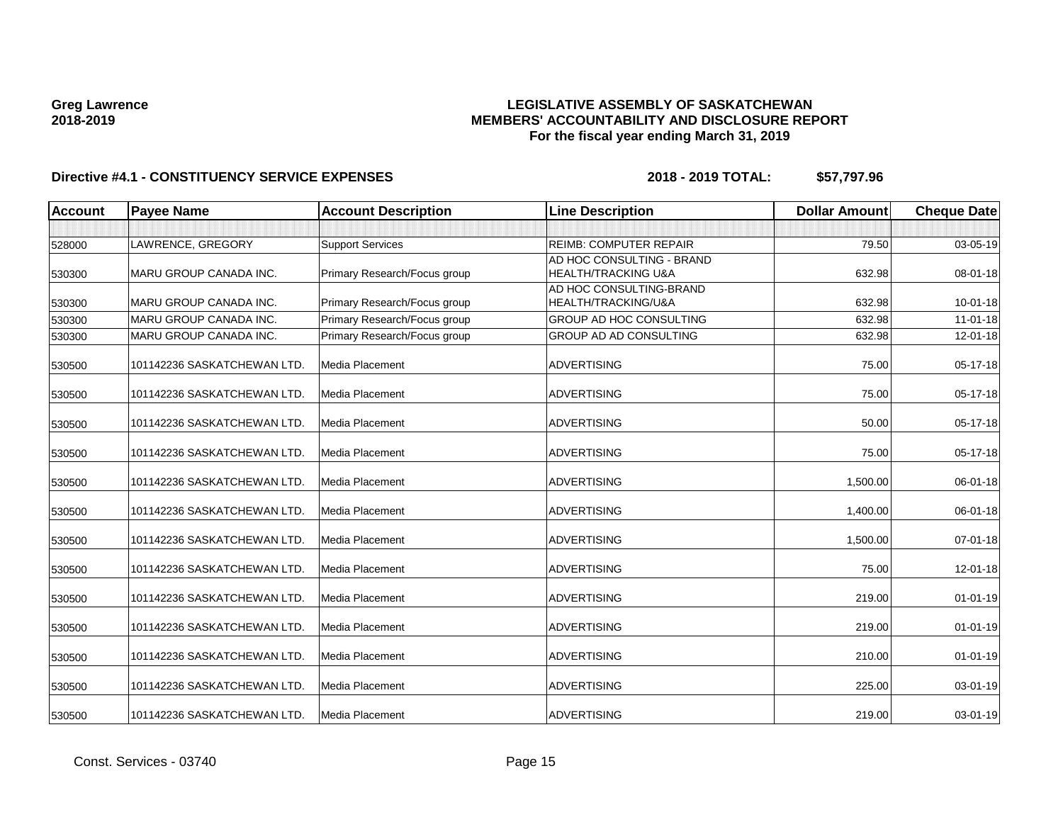**Greg Lawrence**
**2018-2019**

**LEGISLATIVE ASSEMBLY OF SASKATCHEWAN**
**MEMBERS' ACCOUNTABILITY AND DISCLOSURE REPORT**
**For the fiscal year ending March 31, 2019**

**Directive #4.1 - CONSTITUENCY SERVICE EXPENSES** **2018 - 2019 TOTAL: $57,797.96**

| Account | Payee Name | Account Description | Line Description | Dollar Amount | Cheque Date |
|---|---|---|---|---|---|
| | | | | | |
| 528000 | LAWRENCE, GREGORY | Support Services | REIMB: COMPUTER REPAIR | 79.50 | 03-05-19 |
| 530300 | MARU GROUP CANADA INC. | Primary Research/Focus group | AD HOC CONSULTING - BRAND HEALTH/TRACKING U&A | 632.98 | 08-01-18 |
| 530300 | MARU GROUP CANADA INC. | Primary Research/Focus group | AD HOC CONSULTING-BRAND HEALTH/TRACKING/U&A | 632.98 | 10-01-18 |
| 530300 | MARU GROUP CANADA INC. | Primary Research/Focus group | GROUP AD HOC CONSULTING | 632.98 | 11-01-18 |
| 530300 | MARU GROUP CANADA INC. | Primary Research/Focus group | GROUP AD AD CONSULTING | 632.98 | 12-01-18 |
| 530500 | 101142236 SASKATCHEWAN LTD. | Media Placement | ADVERTISING | 75.00 | 05-17-18 |
| 530500 | 101142236 SASKATCHEWAN LTD. | Media Placement | ADVERTISING | 75.00 | 05-17-18 |
| 530500 | 101142236 SASKATCHEWAN LTD. | Media Placement | ADVERTISING | 50.00 | 05-17-18 |
| 530500 | 101142236 SASKATCHEWAN LTD. | Media Placement | ADVERTISING | 75.00 | 05-17-18 |
| 530500 | 101142236 SASKATCHEWAN LTD. | Media Placement | ADVERTISING | 1,500.00 | 06-01-18 |
| 530500 | 101142236 SASKATCHEWAN LTD. | Media Placement | ADVERTISING | 1,400.00 | 06-01-18 |
| 530500 | 101142236 SASKATCHEWAN LTD. | Media Placement | ADVERTISING | 1,500.00 | 07-01-18 |
| 530500 | 101142236 SASKATCHEWAN LTD. | Media Placement | ADVERTISING | 75.00 | 12-01-18 |
| 530500 | 101142236 SASKATCHEWAN LTD. | Media Placement | ADVERTISING | 219.00 | 01-01-19 |
| 530500 | 101142236 SASKATCHEWAN LTD. | Media Placement | ADVERTISING | 219.00 | 01-01-19 |
| 530500 | 101142236 SASKATCHEWAN LTD. | Media Placement | ADVERTISING | 210.00 | 01-01-19 |
| 530500 | 101142236 SASKATCHEWAN LTD. | Media Placement | ADVERTISING | 225.00 | 03-01-19 |
| 530500 | 101142236 SASKATCHEWAN LTD. | Media Placement | ADVERTISING | 219.00 | 03-01-19 |

Const. Services - 03740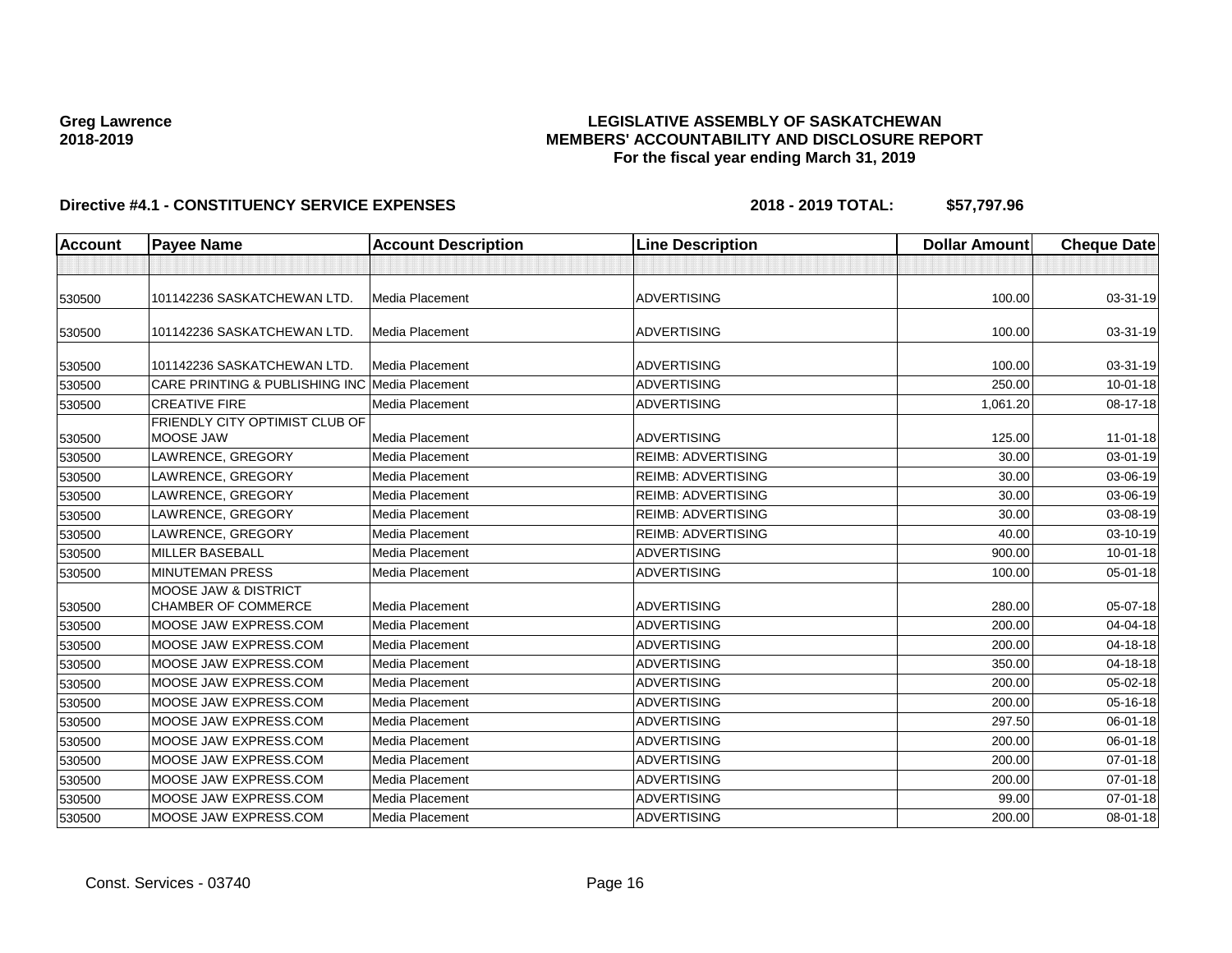**Greg Lawrence**
**2018-2019**

## LEGISLATIVE ASSEMBLY OF SASKATCHEWAN
## MEMBERS' ACCOUNTABILITY AND DISCLOSURE REPORT
### For the fiscal year ending March 31, 2019

**Directive #4.1 - CONSTITUENCY SERVICE EXPENSES** **2018 - 2019 TOTAL: $57,797.96**

| Account | Payee Name | Account Description | Line Description | Dollar Amount | Cheque Date |
|---|---|---|---|---|---|
| | | | | | |
| 530500 | 101142236 SASKATCHEWAN LTD. | Media Placement | ADVERTISING | 100.00 | 03-31-19 |
| 530500 | 101142236 SASKATCHEWAN LTD. | Media Placement | ADVERTISING | 100.00 | 03-31-19 |
| 530500 | 101142236 SASKATCHEWAN LTD. | Media Placement | ADVERTISING | 100.00 | 03-31-19 |
| 530500 | CARE PRINTING & PUBLISHING INC | Media Placement | ADVERTISING | 250.00 | 10-01-18 |
| 530500 | CREATIVE FIRE | Media Placement | ADVERTISING | 1,061.20 | 08-17-18 |
| 530500 | FRIENDLY CITY OPTIMIST CLUB OF MOOSE JAW | Media Placement | ADVERTISING | 125.00 | 11-01-18 |
| 530500 | LAWRENCE, GREGORY | Media Placement | REIMB: ADVERTISING | 30.00 | 03-01-19 |
| 530500 | LAWRENCE, GREGORY | Media Placement | REIMB: ADVERTISING | 30.00 | 03-06-19 |
| 530500 | LAWRENCE, GREGORY | Media Placement | REIMB: ADVERTISING | 30.00 | 03-06-19 |
| 530500 | LAWRENCE, GREGORY | Media Placement | REIMB: ADVERTISING | 30.00 | 03-08-19 |
| 530500 | LAWRENCE, GREGORY | Media Placement | REIMB: ADVERTISING | 40.00 | 03-10-19 |
| 530500 | MILLER BASEBALL | Media Placement | ADVERTISING | 900.00 | 10-01-18 |
| 530500 | MINUTEMAN PRESS | Media Placement | ADVERTISING | 100.00 | 05-01-18 |
| 530500 | MOOSE JAW & DISTRICT CHAMBER OF COMMERCE | Media Placement | ADVERTISING | 280.00 | 05-07-18 |
| 530500 | MOOSE JAW EXPRESS.COM | Media Placement | ADVERTISING | 200.00 | 04-04-18 |
| 530500 | MOOSE JAW EXPRESS.COM | Media Placement | ADVERTISING | 200.00 | 04-18-18 |
| 530500 | MOOSE JAW EXPRESS.COM | Media Placement | ADVERTISING | 350.00 | 04-18-18 |
| 530500 | MOOSE JAW EXPRESS.COM | Media Placement | ADVERTISING | 200.00 | 05-02-18 |
| 530500 | MOOSE JAW EXPRESS.COM | Media Placement | ADVERTISING | 200.00 | 05-16-18 |
| 530500 | MOOSE JAW EXPRESS.COM | Media Placement | ADVERTISING | 297.50 | 06-01-18 |
| 530500 | MOOSE JAW EXPRESS.COM | Media Placement | ADVERTISING | 200.00 | 06-01-18 |
| 530500 | MOOSE JAW EXPRESS.COM | Media Placement | ADVERTISING | 200.00 | 07-01-18 |
| 530500 | MOOSE JAW EXPRESS.COM | Media Placement | ADVERTISING | 200.00 | 07-01-18 |
| 530500 | MOOSE JAW EXPRESS.COM | Media Placement | ADVERTISING | 99.00 | 07-01-18 |
| 530500 | MOOSE JAW EXPRESS.COM | Media Placement | ADVERTISING | 200.00 | 08-01-18 |

Const. Services - 03740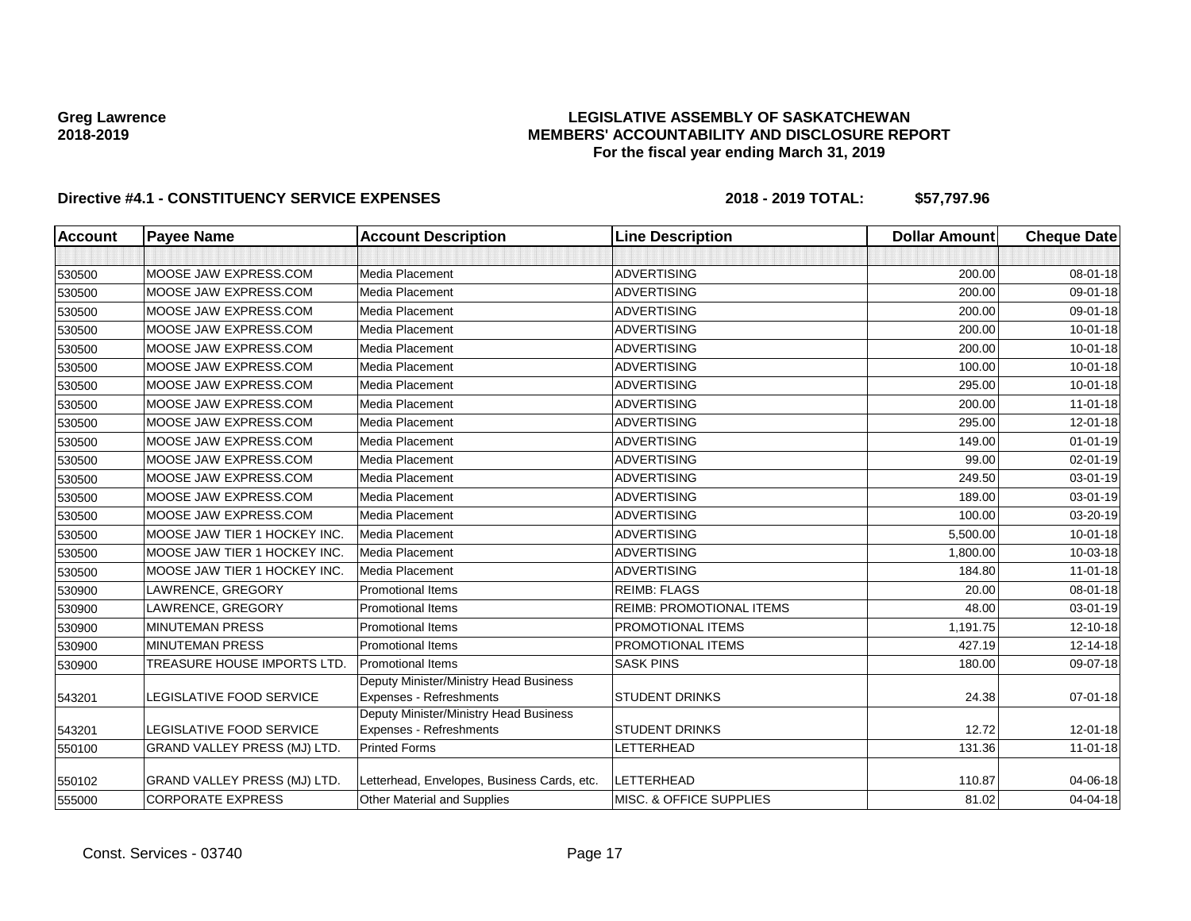**Greg Lawrence**
**2018-2019**

**LEGISLATIVE ASSEMBLY OF SASKATCHEWAN**
**MEMBERS' ACCOUNTABILITY AND DISCLOSURE REPORT**
**For the fiscal year ending March 31, 2019**

**Directive #4.1 - CONSTITUENCY SERVICE EXPENSES** **2018 - 2019 TOTAL: $57,797.96**

| Account | Payee Name | Account Description | Line Description | Dollar Amount | Cheque Date |
|---|---|---|---|---|---|
| | | | | | |
| 530500 | MOOSE JAW EXPRESS.COM | Media Placement | ADVERTISING | 200.00 | 08-01-18 |
| 530500 | MOOSE JAW EXPRESS.COM | Media Placement | ADVERTISING | 200.00 | 09-01-18 |
| 530500 | MOOSE JAW EXPRESS.COM | Media Placement | ADVERTISING | 200.00 | 09-01-18 |
| 530500 | MOOSE JAW EXPRESS.COM | Media Placement | ADVERTISING | 200.00 | 10-01-18 |
| 530500 | MOOSE JAW EXPRESS.COM | Media Placement | ADVERTISING | 200.00 | 10-01-18 |
| 530500 | MOOSE JAW EXPRESS.COM | Media Placement | ADVERTISING | 100.00 | 10-01-18 |
| 530500 | MOOSE JAW EXPRESS.COM | Media Placement | ADVERTISING | 295.00 | 10-01-18 |
| 530500 | MOOSE JAW EXPRESS.COM | Media Placement | ADVERTISING | 200.00 | 11-01-18 |
| 530500 | MOOSE JAW EXPRESS.COM | Media Placement | ADVERTISING | 295.00 | 12-01-18 |
| 530500 | MOOSE JAW EXPRESS.COM | Media Placement | ADVERTISING | 149.00 | 01-01-19 |
| 530500 | MOOSE JAW EXPRESS.COM | Media Placement | ADVERTISING | 99.00 | 02-01-19 |
| 530500 | MOOSE JAW EXPRESS.COM | Media Placement | ADVERTISING | 249.50 | 03-01-19 |
| 530500 | MOOSE JAW EXPRESS.COM | Media Placement | ADVERTISING | 189.00 | 03-01-19 |
| 530500 | MOOSE JAW EXPRESS.COM | Media Placement | ADVERTISING | 100.00 | 03-20-19 |
| 530500 | MOOSE JAW TIER 1 HOCKEY INC. | Media Placement | ADVERTISING | 5,500.00 | 10-01-18 |
| 530500 | MOOSE JAW TIER 1 HOCKEY INC. | Media Placement | ADVERTISING | 1,800.00 | 10-03-18 |
| 530500 | MOOSE JAW TIER 1 HOCKEY INC. | Media Placement | ADVERTISING | 184.80 | 11-01-18 |
| 530900 | LAWRENCE, GREGORY | Promotional Items | REIMB: FLAGS | 20.00 | 08-01-18 |
| 530900 | LAWRENCE, GREGORY | Promotional Items | REIMB: PROMOTIONAL ITEMS | 48.00 | 03-01-19 |
| 530900 | MINUTEMAN PRESS | Promotional Items | PROMOTIONAL ITEMS | 1,191.75 | 12-10-18 |
| 530900 | MINUTEMAN PRESS | Promotional Items | PROMOTIONAL ITEMS | 427.19 | 12-14-18 |
| 530900 | TREASURE HOUSE IMPORTS LTD. | Promotional Items | SASK PINS | 180.00 | 09-07-18 |
| 543201 | LEGISLATIVE FOOD SERVICE | Deputy Minister/Ministry Head Business Expenses - Refreshments | STUDENT DRINKS | 24.38 | 07-01-18 |
| 543201 | LEGISLATIVE FOOD SERVICE | Deputy Minister/Ministry Head Business Expenses - Refreshments | STUDENT DRINKS | 12.72 | 12-01-18 |
| 550100 | GRAND VALLEY PRESS (MJ) LTD. | Printed Forms | LETTERHEAD | 131.36 | 11-01-18 |
| 550102 | GRAND VALLEY PRESS (MJ) LTD. | Letterhead, Envelopes, Business Cards, etc. | LETTERHEAD | 110.87 | 04-06-18 |
| 555000 | CORPORATE EXPRESS | Other Material and Supplies | MISC. & OFFICE SUPPLIES | 81.02 | 04-04-18 |

Const. Services - 03740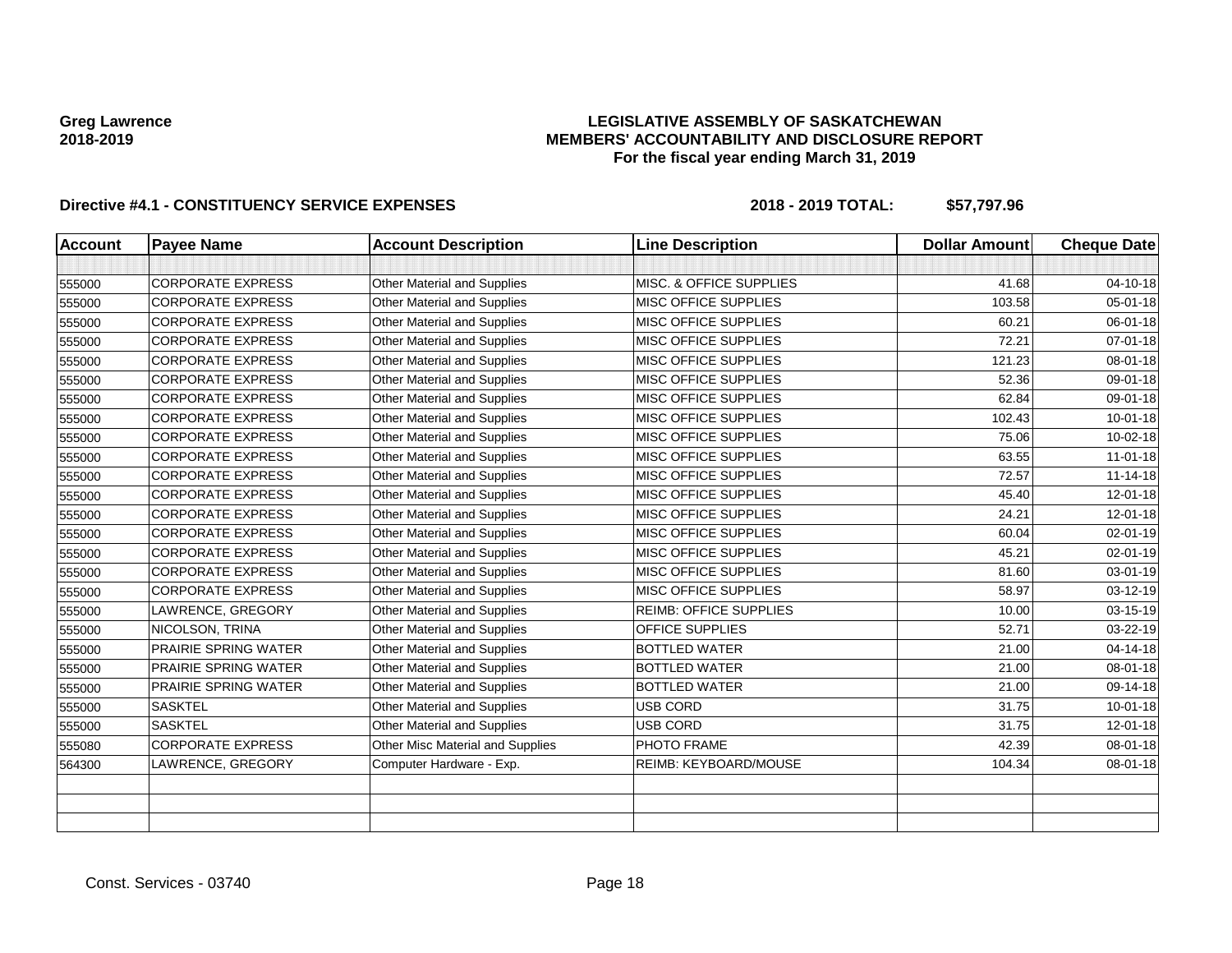**Greg Lawrence**
**2018-2019**

**LEGISLATIVE ASSEMBLY OF SASKATCHEWAN**
**MEMBERS' ACCOUNTABILITY AND DISCLOSURE REPORT**
**For the fiscal year ending March 31, 2019**

**Directive #4.1 - CONSTITUENCY SERVICE EXPENSES** **2018 - 2019 TOTAL: $57,797.96**

| Account | Payee Name | Account Description | Line Description | Dollar Amount | Cheque Date |
|---|---|---|---|---|---|
| | | | | | |
| 555000 | CORPORATE EXPRESS | Other Material and Supplies | MISC. & OFFICE SUPPLIES | 41.68 | 04-10-18 |
| 555000 | CORPORATE EXPRESS | Other Material and Supplies | MISC OFFICE SUPPLIES | 103.58 | 05-01-18 |
| 555000 | CORPORATE EXPRESS | Other Material and Supplies | MISC OFFICE SUPPLIES | 60.21 | 06-01-18 |
| 555000 | CORPORATE EXPRESS | Other Material and Supplies | MISC OFFICE SUPPLIES | 72.21 | 07-01-18 |
| 555000 | CORPORATE EXPRESS | Other Material and Supplies | MISC OFFICE SUPPLIES | 121.23 | 08-01-18 |
| 555000 | CORPORATE EXPRESS | Other Material and Supplies | MISC OFFICE SUPPLIES | 52.36 | 09-01-18 |
| 555000 | CORPORATE EXPRESS | Other Material and Supplies | MISC OFFICE SUPPLIES | 62.84 | 09-01-18 |
| 555000 | CORPORATE EXPRESS | Other Material and Supplies | MISC OFFICE SUPPLIES | 102.43 | 10-01-18 |
| 555000 | CORPORATE EXPRESS | Other Material and Supplies | MISC OFFICE SUPPLIES | 75.06 | 10-02-18 |
| 555000 | CORPORATE EXPRESS | Other Material and Supplies | MISC OFFICE SUPPLIES | 63.55 | 11-01-18 |
| 555000 | CORPORATE EXPRESS | Other Material and Supplies | MISC OFFICE SUPPLIES | 72.57 | 11-14-18 |
| 555000 | CORPORATE EXPRESS | Other Material and Supplies | MISC OFFICE SUPPLIES | 45.40 | 12-01-18 |
| 555000 | CORPORATE EXPRESS | Other Material and Supplies | MISC OFFICE SUPPLIES | 24.21 | 12-01-18 |
| 555000 | CORPORATE EXPRESS | Other Material and Supplies | MISC OFFICE SUPPLIES | 60.04 | 02-01-19 |
| 555000 | CORPORATE EXPRESS | Other Material and Supplies | MISC OFFICE SUPPLIES | 45.21 | 02-01-19 |
| 555000 | CORPORATE EXPRESS | Other Material and Supplies | MISC OFFICE SUPPLIES | 81.60 | 03-01-19 |
| 555000 | CORPORATE EXPRESS | Other Material and Supplies | MISC OFFICE SUPPLIES | 58.97 | 03-12-19 |
| 555000 | LAWRENCE, GREGORY | Other Material and Supplies | REIMB: OFFICE SUPPLIES | 10.00 | 03-15-19 |
| 555000 | NICOLSON, TRINA | Other Material and Supplies | OFFICE SUPPLIES | 52.71 | 03-22-19 |
| 555000 | PRAIRIE SPRING WATER | Other Material and Supplies | BOTTLED WATER | 21.00 | 04-14-18 |
| 555000 | PRAIRIE SPRING WATER | Other Material and Supplies | BOTTLED WATER | 21.00 | 08-01-18 |
| 555000 | PRAIRIE SPRING WATER | Other Material and Supplies | BOTTLED WATER | 21.00 | 09-14-18 |
| 555000 | SASKTEL | Other Material and Supplies | USB CORD | 31.75 | 10-01-18 |
| 555000 | SASKTEL | Other Material and Supplies | USB CORD | 31.75 | 12-01-18 |
| 555080 | CORPORATE EXPRESS | Other Misc Material and Supplies | PHOTO FRAME | 42.39 | 08-01-18 |
| 564300 | LAWRENCE, GREGORY | Computer Hardware - Exp. | REIMB: KEYBOARD/MOUSE | 104.34 | 08-01-18 |
| | | | | | |
| | | | | | |
| | | | | | |

Const. Services - 03740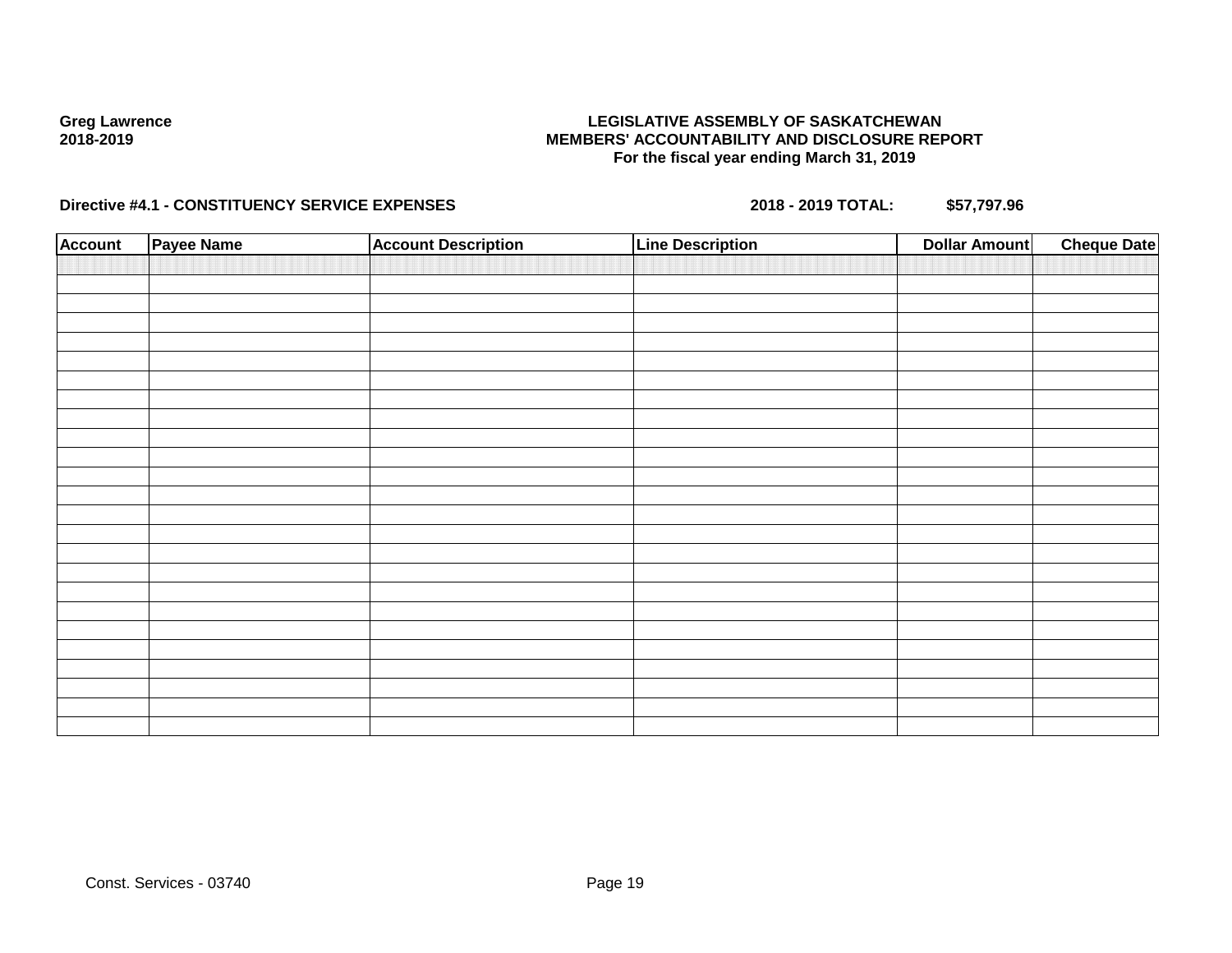**Greg Lawrence**
**2018-2019**

**LEGISLATIVE ASSEMBLY OF SASKATCHEWAN**
**MEMBERS' ACCOUNTABILITY AND DISCLOSURE REPORT**
**For the fiscal year ending March 31, 2019**

**Directive #4.1 - CONSTITUENCY SERVICE EXPENSES** **2018 - 2019 TOTAL: $57,797.96**

| Account | Payee Name | Account Description | Line Description | Dollar Amount | Cheque Date |
|---|---|---|---|---|---|
| | | | | | |

Const. Services - 03740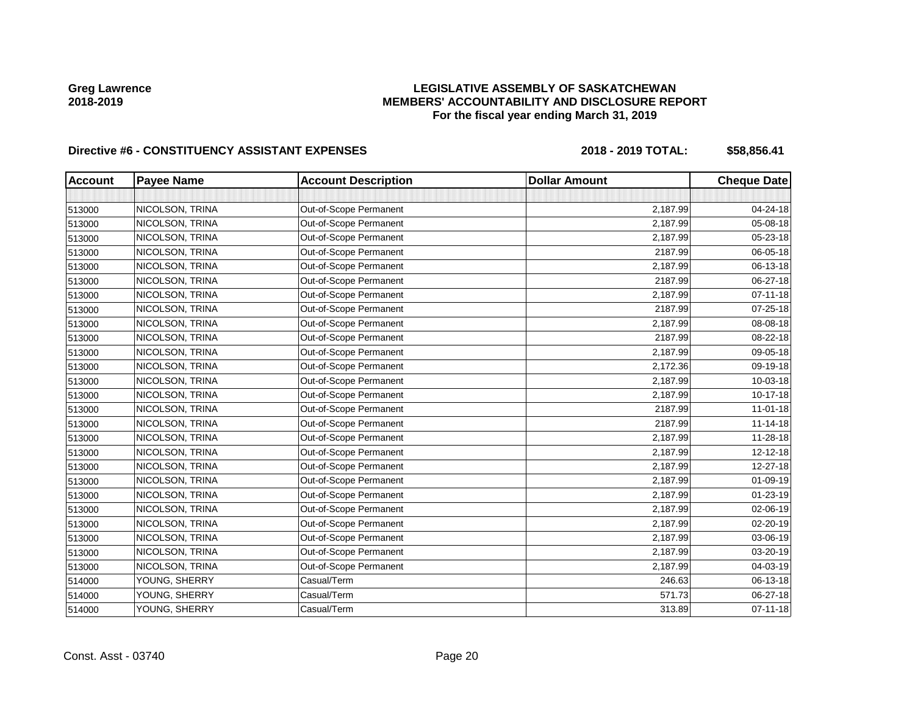**Greg Lawrence**
**2018-2019**

**LEGISLATIVE ASSEMBLY OF SASKATCHEWAN**
**MEMBERS' ACCOUNTABILITY AND DISCLOSURE REPORT**
**For the fiscal year ending March 31, 2019**

**Directive #6 - CONSTITUENCY ASSISTANT EXPENSES** **2018 - 2019 TOTAL: $58,856.41**

| Account | Payee Name | Account Description | Dollar Amount | Cheque Date |
|---|---|---|---|---|
| | | | | |
| 513000 | NICOLSON, TRINA | Out-of-Scope Permanent | 2,187.99 | 04-24-18 |
| 513000 | NICOLSON, TRINA | Out-of-Scope Permanent | 2,187.99 | 05-08-18 |
| 513000 | NICOLSON, TRINA | Out-of-Scope Permanent | 2,187.99 | 05-23-18 |
| 513000 | NICOLSON, TRINA | Out-of-Scope Permanent | 2187.99 | 06-05-18 |
| 513000 | NICOLSON, TRINA | Out-of-Scope Permanent | 2,187.99 | 06-13-18 |
| 513000 | NICOLSON, TRINA | Out-of-Scope Permanent | 2187.99 | 06-27-18 |
| 513000 | NICOLSON, TRINA | Out-of-Scope Permanent | 2,187.99 | 07-11-18 |
| 513000 | NICOLSON, TRINA | Out-of-Scope Permanent | 2187.99 | 07-25-18 |
| 513000 | NICOLSON, TRINA | Out-of-Scope Permanent | 2,187.99 | 08-08-18 |
| 513000 | NICOLSON, TRINA | Out-of-Scope Permanent | 2187.99 | 08-22-18 |
| 513000 | NICOLSON, TRINA | Out-of-Scope Permanent | 2,187.99 | 09-05-18 |
| 513000 | NICOLSON, TRINA | Out-of-Scope Permanent | 2,172.36 | 09-19-18 |
| 513000 | NICOLSON, TRINA | Out-of-Scope Permanent | 2,187.99 | 10-03-18 |
| 513000 | NICOLSON, TRINA | Out-of-Scope Permanent | 2,187.99 | 10-17-18 |
| 513000 | NICOLSON, TRINA | Out-of-Scope Permanent | 2187.99 | 11-01-18 |
| 513000 | NICOLSON, TRINA | Out-of-Scope Permanent | 2187.99 | 11-14-18 |
| 513000 | NICOLSON, TRINA | Out-of-Scope Permanent | 2,187.99 | 11-28-18 |
| 513000 | NICOLSON, TRINA | Out-of-Scope Permanent | 2,187.99 | 12-12-18 |
| 513000 | NICOLSON, TRINA | Out-of-Scope Permanent | 2,187.99 | 12-27-18 |
| 513000 | NICOLSON, TRINA | Out-of-Scope Permanent | 2,187.99 | 01-09-19 |
| 513000 | NICOLSON, TRINA | Out-of-Scope Permanent | 2,187.99 | 01-23-19 |
| 513000 | NICOLSON, TRINA | Out-of-Scope Permanent | 2,187.99 | 02-06-19 |
| 513000 | NICOLSON, TRINA | Out-of-Scope Permanent | 2,187.99 | 02-20-19 |
| 513000 | NICOLSON, TRINA | Out-of-Scope Permanent | 2,187.99 | 03-06-19 |
| 513000 | NICOLSON, TRINA | Out-of-Scope Permanent | 2,187.99 | 03-20-19 |
| 513000 | NICOLSON, TRINA | Out-of-Scope Permanent | 2,187.99 | 04-03-19 |
| 514000 | YOUNG, SHERRY | Casual/Term | 246.63 | 06-13-18 |
| 514000 | YOUNG, SHERRY | Casual/Term | 571.73 | 06-27-18 |
| 514000 | YOUNG, SHERRY | Casual/Term | 313.89 | 07-11-18 |

Const. Asst - 03740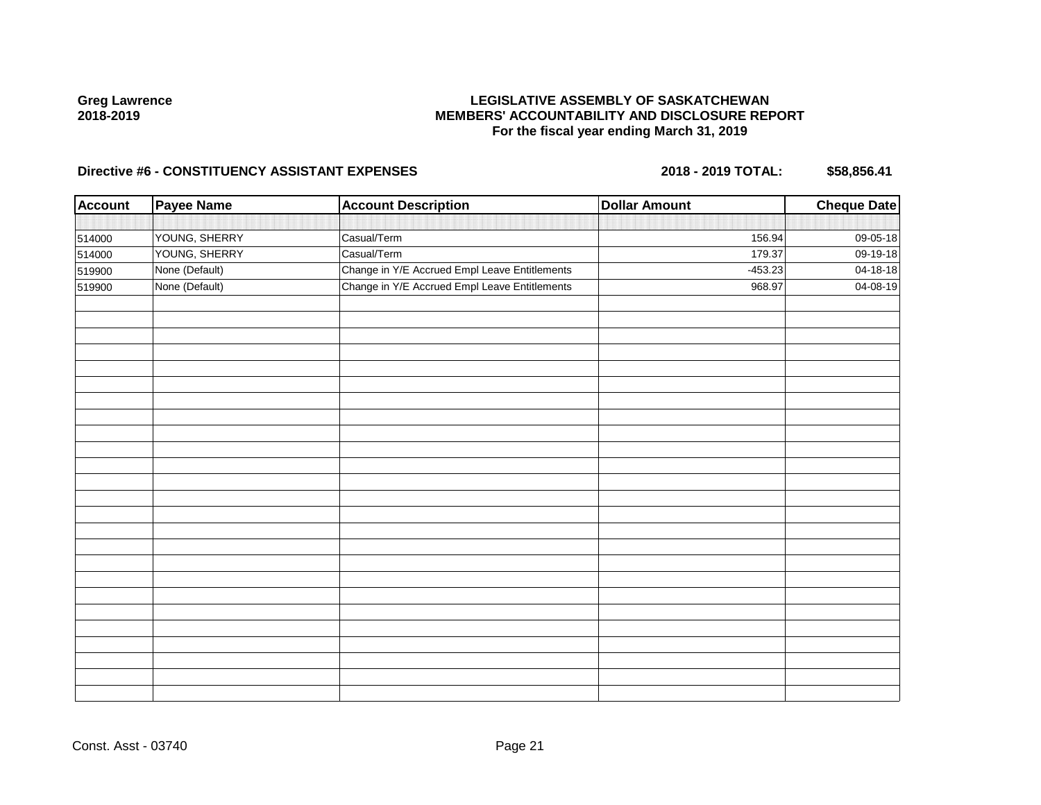Greg Lawrence
2018-2019

**LEGISLATIVE ASSEMBLY OF SASKATCHEWAN**
**MEMBERS' ACCOUNTABILITY AND DISCLOSURE REPORT**
**For the fiscal year ending March 31, 2019**

**Directive #6 - CONSTITUENCY ASSISTANT EXPENSES** **2018 - 2019 TOTAL: $58,856.41**

| Account | Payee Name | Account Description | Dollar Amount | Cheque Date |
|---|---|---|---|---|
| 514000 | YOUNG, SHERRY | Casual/Term | 156.94 | 09-05-18 |
| 514000 | YOUNG, SHERRY | Casual/Term | 179.37 | 09-19-18 |
| 519900 | None (Default) | Change in Y/E Accrued Empl Leave Entitlements | -453.23 | 04-18-18 |
| 519900 | None (Default) | Change in Y/E Accrued Empl Leave Entitlements | 968.97 | 04-08-19 |

Const. Asst - 03740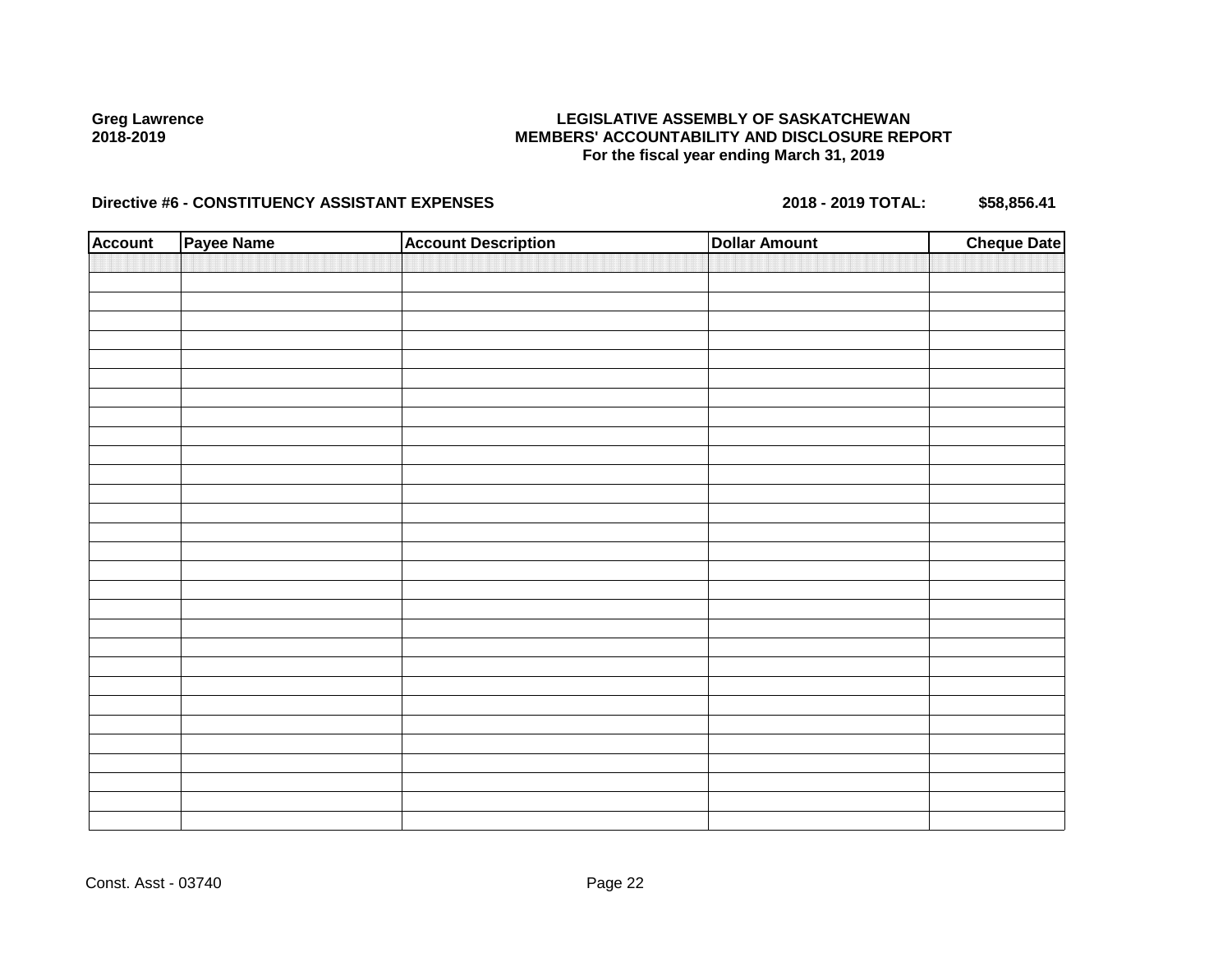Greg Lawrence
2018-2019

**LEGISLATIVE ASSEMBLY OF SASKATCHEWAN**
**MEMBERS' ACCOUNTABILITY AND DISCLOSURE REPORT**
**For the fiscal year ending March 31, 2019**

**Directive #6 - CONSTITUENCY ASSISTANT EXPENSES** **2018 - 2019 TOTAL: $58,856.41**

| Account | Payee Name | Account Description | Dollar Amount | Cheque Date |
|---|---|---|---|---|
| | | | | |

Const. Asst - 03740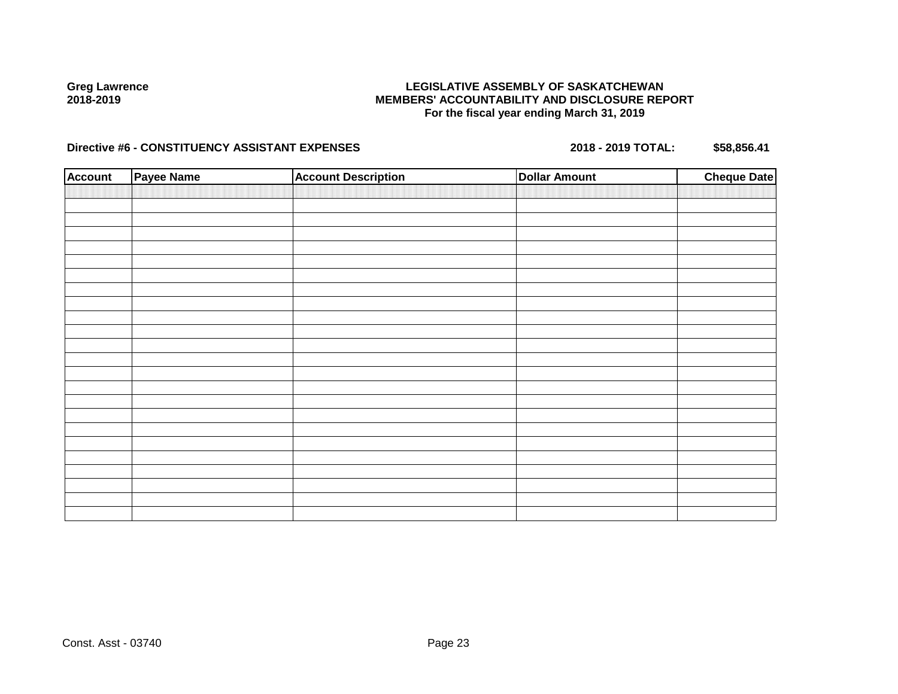**Greg Lawrence**
**2018-2019**

**LEGISLATIVE ASSEMBLY OF SASKATCHEWAN**
**MEMBERS' ACCOUNTABILITY AND DISCLOSURE REPORT**
**For the fiscal year ending March 31, 2019**

**Directive #6 - CONSTITUENCY ASSISTANT EXPENSES** **2018 - 2019 TOTAL: $58,856.41**

| Account | Payee Name | Account Description | Dollar Amount | Cheque Date |
|---|---|---|---|---|
| | | | | |

Const. Asst - 03740